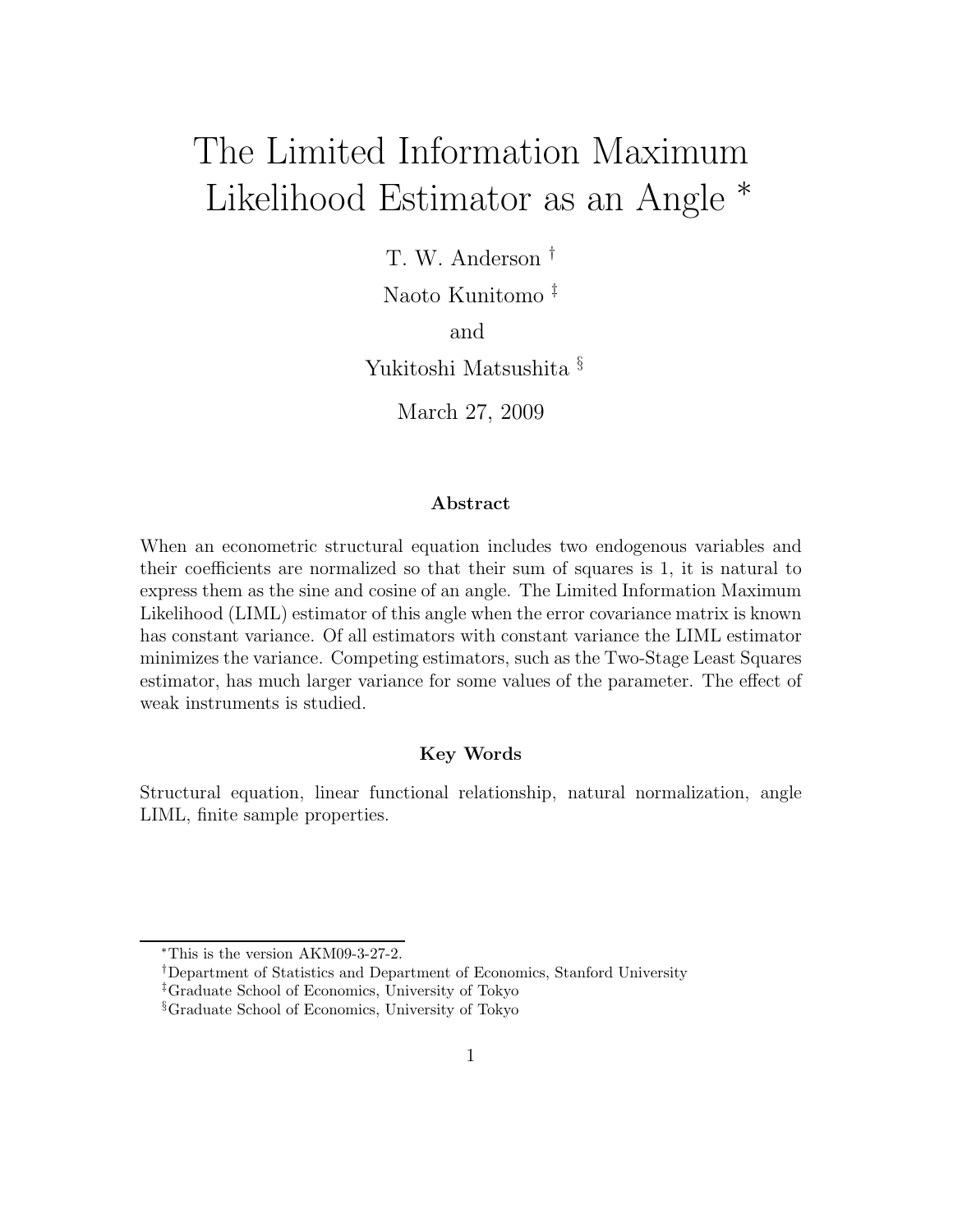# The Limited Information Maximum Likelihood Estimator as an Angle *

T. W. Anderson †

Naoto Kunitomo ‡

and

Yukitoshi Matsushita §

March 27, 2009

### Abstract

When an econometric structural equation includes two endogenous variables and their coefficients are normalized so that their sum of squares is 1, it is natural to express them as the sine and cosine of an angle. The Limited Information Maximum Likelihood (LIML) estimator of this angle when the error covariance matrix is known has constant variance. Of all estimators with constant variance the LIML estimator minimizes the variance. Competing estimators, such as the Two-Stage Least Squares estimator, has much larger variance for some values of the parameter. The effect of weak instruments is studied.

### Key Words

Structural equation, linear functional relationship, natural normalization, angle LIML, finite sample properties.

---

*This is the version AKM09-3-27-2.

†Department of Statistics and Department of Economics, Stanford University

‡Graduate School of Economics, University of Tokyo

§Graduate School of Economics, University of Tokyo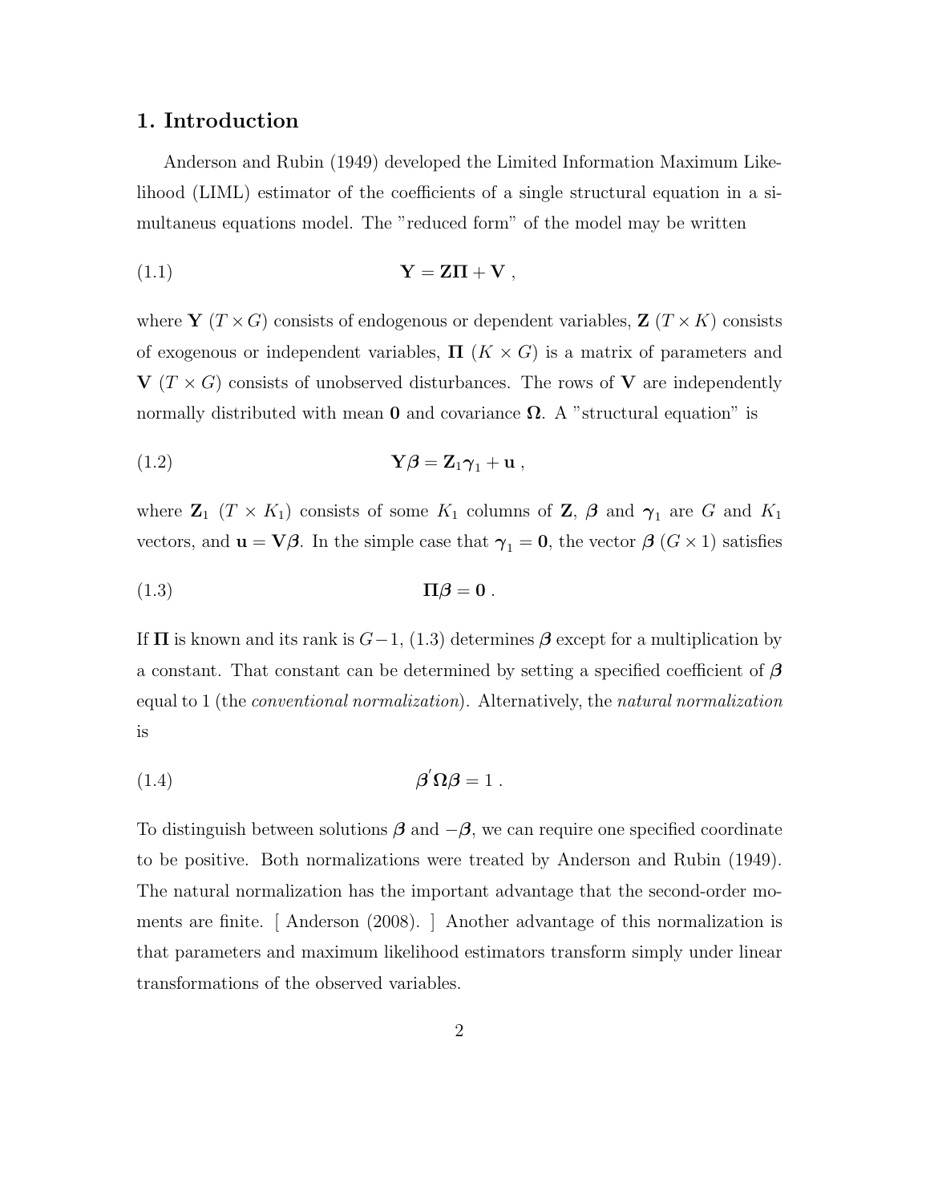## 1. Introduction

Anderson and Rubin (1949) developed the Limited Information Maximum Likelihood (LIML) estimator of the coefficients of a single structural equation in a simultaneous equations model. The "reduced form" of the model may be written

$$\mathbf{Y} = \mathbf{Z}\boldsymbol{\Pi} + \mathbf{V} \ , \tag{1.1}$$

where $\mathbf{Y}$ $(T \times G)$ consists of endogenous or dependent variables, $\mathbf{Z}$ $(T \times K)$ consists of exogenous or independent variables, $\boldsymbol{\Pi}$ $(K \times G)$ is a matrix of parameters and $\mathbf{V}$ $(T \times G)$ consists of unobserved disturbances. The rows of $\mathbf{V}$ are independently normally distributed with mean $\mathbf{0}$ and covariance $\boldsymbol{\Omega}$. A "structural equation" is

$$\mathbf{Y}\boldsymbol{\beta} = \mathbf{Z}_1\boldsymbol{\gamma}_1 + \mathbf{u} \ , \tag{1.2}$$

where $\mathbf{Z}_1$ $(T \times K_1)$ consists of some $K_1$ columns of $\mathbf{Z}$, $\boldsymbol{\beta}$ and $\boldsymbol{\gamma}_1$ are $G$ and $K_1$ vectors, and $\mathbf{u} = \mathbf{V}\boldsymbol{\beta}$. In the simple case that $\boldsymbol{\gamma}_1 = \mathbf{0}$, the vector $\boldsymbol{\beta}$ $(G \times 1)$ satisfies

$$\boldsymbol{\Pi}\boldsymbol{\beta} = \mathbf{0} \ . \tag{1.3}$$

If $\boldsymbol{\Pi}$ is known and its rank is $G-1$, (1.3) determines $\boldsymbol{\beta}$ except for a multiplication by a constant. That constant can be determined by setting a specified coefficient of $\boldsymbol{\beta}$ equal to 1 (the *conventional normalization*). Alternatively, the *natural normalization* is

$$\boldsymbol{\beta}'\boldsymbol{\Omega}\boldsymbol{\beta} = 1 \ . \tag{1.4}$$

To distinguish between solutions $\boldsymbol{\beta}$ and $-\boldsymbol{\beta}$, we can require one specified coordinate to be positive. Both normalizations were treated by Anderson and Rubin (1949). The natural normalization has the important advantage that the second-order moments are finite. [ Anderson (2008). ] Another advantage of this normalization is that parameters and maximum likelihood estimators transform simply under linear transformations of the observed variables.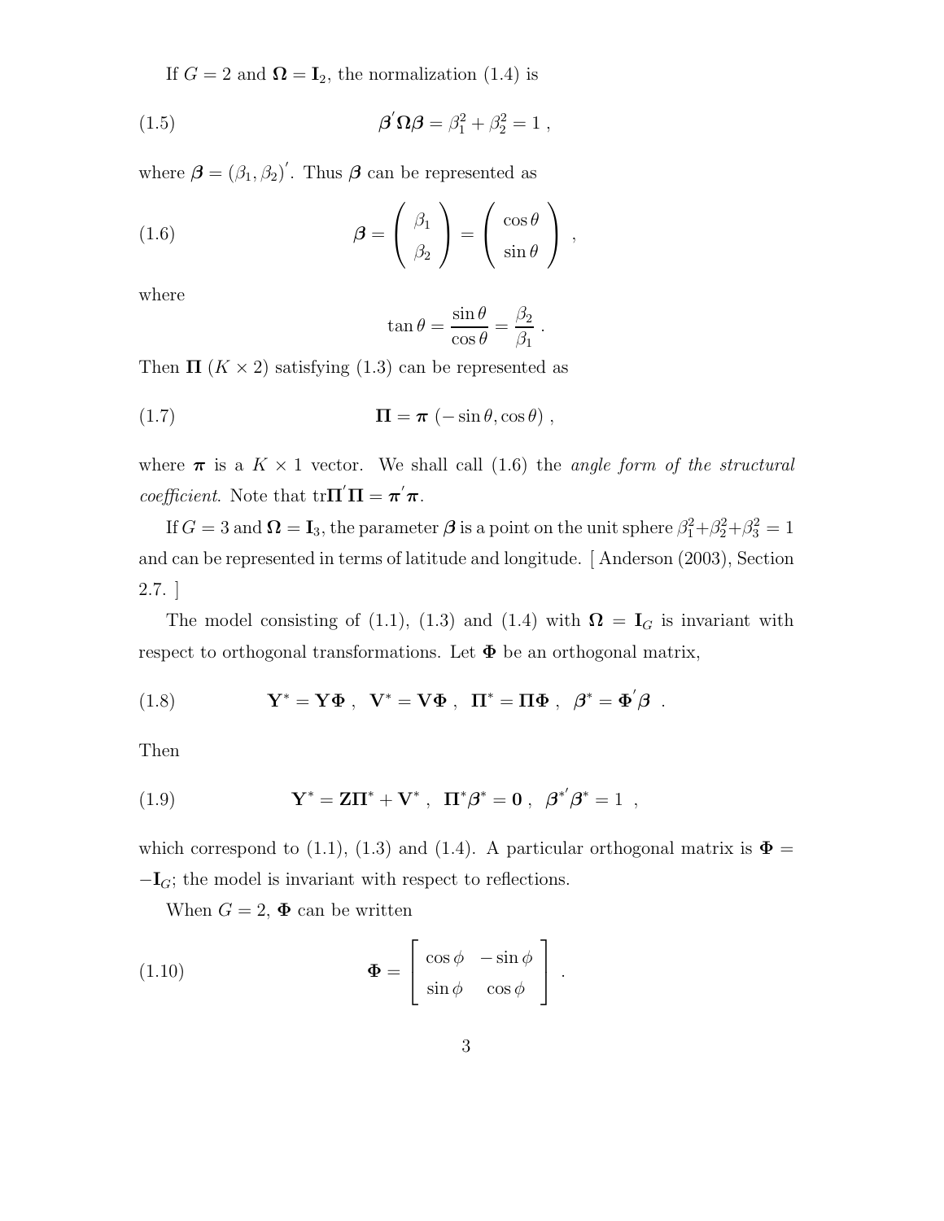If $G = 2$ and $\mathbf{\Omega} = \mathbf{I}_2$, the normalization (1.4) is

$$\boldsymbol{\beta}'\mathbf{\Omega}\boldsymbol{\beta} = \beta_1^2 + \beta_2^2 = 1 \ , \tag{1.5}$$

where $\boldsymbol{\beta} = (\beta_1, \beta_2)'$. Thus $\boldsymbol{\beta}$ can be represented as

$$\boldsymbol{\beta} = \begin{pmatrix} \beta_1 \\ \beta_2 \end{pmatrix} = \begin{pmatrix} \cos\theta \\ \sin\theta \end{pmatrix} \ , \tag{1.6}$$

where

$$\tan\theta = \frac{\sin\theta}{\cos\theta} = \frac{\beta_2}{\beta_1} \ .$$

Then $\mathbf{\Pi}$ ($K \times 2$) satisfying (1.3) can be represented as

$$\mathbf{\Pi} = \boldsymbol{\pi} \ (-\sin\theta, \cos\theta) \ , \tag{1.7}$$

where $\boldsymbol{\pi}$ is a $K \times 1$ vector. We shall call (1.6) the *angle form of the structural coefficient*. Note that $\mathrm{tr}\mathbf{\Pi}'\mathbf{\Pi} = \boldsymbol{\pi}'\boldsymbol{\pi}$.

If $G = 3$ and $\mathbf{\Omega} = \mathbf{I}_3$, the parameter $\boldsymbol{\beta}$ is a point on the unit sphere $\beta_1^2 + \beta_2^2 + \beta_3^2 = 1$ and can be represented in terms of latitude and longitude. [ Anderson (2003), Section 2.7. ]

The model consisting of (1.1), (1.3) and (1.4) with $\mathbf{\Omega} = \mathbf{I}_G$ is invariant with respect to orthogonal transformations. Let $\mathbf{\Phi}$ be an orthogonal matrix,

$$\mathbf{Y}^* = \mathbf{Y}\mathbf{\Phi} \ , \ \ \mathbf{V}^* = \mathbf{V}\mathbf{\Phi} \ , \ \ \mathbf{\Pi}^* = \mathbf{\Pi}\mathbf{\Phi} \ , \ \ \boldsymbol{\beta}^* = \mathbf{\Phi}'\boldsymbol{\beta} \ . \tag{1.8}$$

Then

$$\mathbf{Y}^* = \mathbf{Z}\mathbf{\Pi}^* + \mathbf{V}^* \ , \ \ \mathbf{\Pi}^*\boldsymbol{\beta}^* = \mathbf{0} \ , \ \ \boldsymbol{\beta}^{*'}\boldsymbol{\beta}^* = 1 \ , \tag{1.9}$$

which correspond to (1.1), (1.3) and (1.4). A particular orthogonal matrix is $\mathbf{\Phi} = -\mathbf{I}_G$; the model is invariant with respect to reflections.

When $G = 2$, $\mathbf{\Phi}$ can be written

$$\mathbf{\Phi} = \begin{bmatrix} \cos\phi & -\sin\phi \\ \sin\phi & \cos\phi \end{bmatrix} \ . \tag{1.10}$$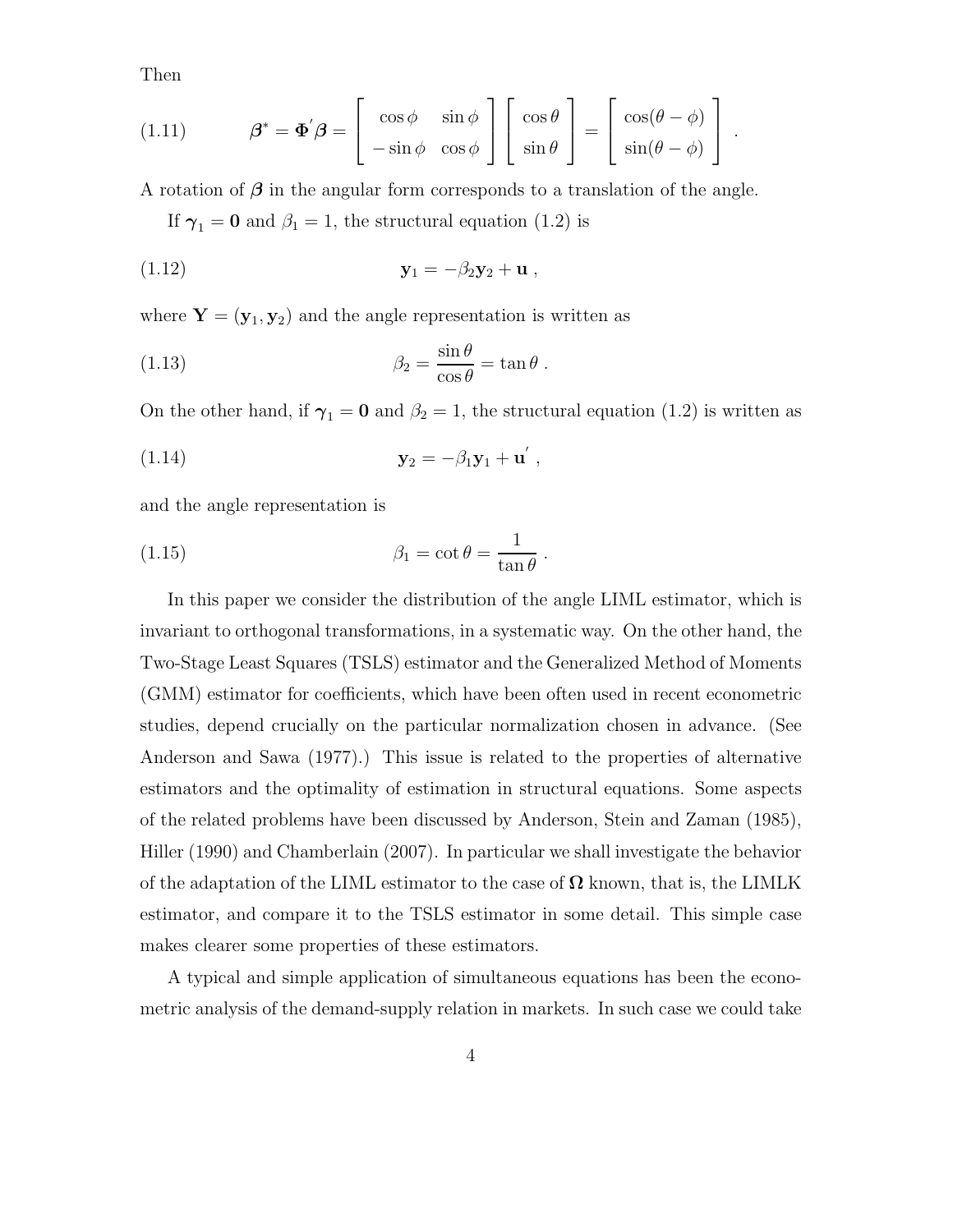Then

$$
(1.11) \qquad \boldsymbol{\beta}^* = \boldsymbol{\Phi}^{'}\boldsymbol{\beta} = \begin{bmatrix} \cos\phi & \sin\phi \\ -\sin\phi & \cos\phi \end{bmatrix} \begin{bmatrix} \cos\theta \\ \sin\theta \end{bmatrix} = \begin{bmatrix} \cos(\theta-\phi) \\ \sin(\theta-\phi) \end{bmatrix} .
$$

A rotation of $\boldsymbol{\beta}$ in the angular form corresponds to a translation of the angle.

If $\boldsymbol{\gamma}_1 = \mathbf{0}$ and $\beta_1 = 1$, the structural equation (1.2) is

$$
(1.12) \qquad \mathbf{y}_1 = -\beta_2 \mathbf{y}_2 + \mathbf{u} ,
$$

where $\mathbf{Y} = (\mathbf{y}_1, \mathbf{y}_2)$ and the angle representation is written as

$$
(1.13) \qquad \beta_2 = \frac{\sin\theta}{\cos\theta} = \tan\theta .
$$

On the other hand, if $\boldsymbol{\gamma}_1 = \mathbf{0}$ and $\beta_2 = 1$, the structural equation (1.2) is written as

$$
(1.14) \qquad \mathbf{y}_2 = -\beta_1 \mathbf{y}_1 + \mathbf{u}^{'} ,
$$

and the angle representation is

$$
(1.15) \qquad \beta_1 = \cot\theta = \frac{1}{\tan\theta} .
$$

In this paper we consider the distribution of the angle LIML estimator, which is invariant to orthogonal transformations, in a systematic way. On the other hand, the Two-Stage Least Squares (TSLS) estimator and the Generalized Method of Moments (GMM) estimator for coefficients, which have been often used in recent econometric studies, depend crucially on the particular normalization chosen in advance. (See Anderson and Sawa (1977).) This issue is related to the properties of alternative estimators and the optimality of estimation in structural equations. Some aspects of the related problems have been discussed by Anderson, Stein and Zaman (1985), Hiller (1990) and Chamberlain (2007). In particular we shall investigate the behavior of the adaptation of the LIML estimator to the case of $\boldsymbol{\Omega}$ known, that is, the LIMLK estimator, and compare it to the TSLS estimator in some detail. This simple case makes clearer some properties of these estimators.

A typical and simple application of simultaneous equations has been the econometric analysis of the demand-supply relation in markets. In such case we could take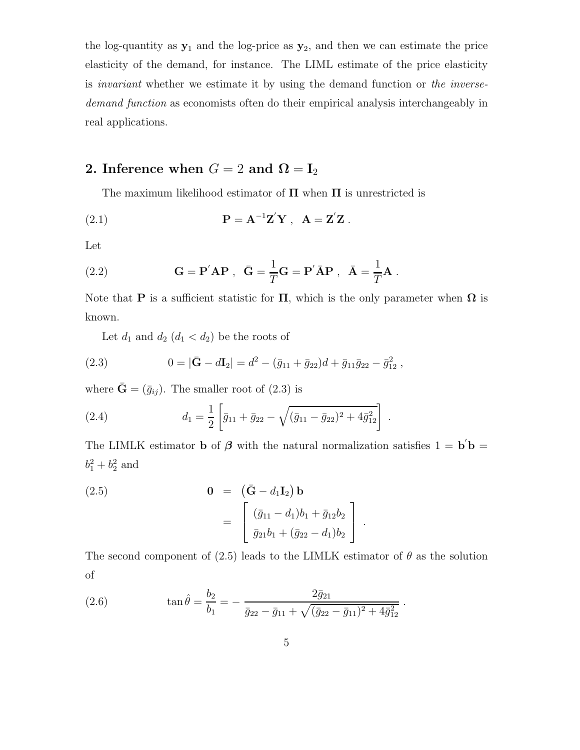the log-quantity as $\mathbf{y}_1$ and the log-price as $\mathbf{y}_2$, and then we can estimate the price elasticity of the demand, for instance. The LIML estimate of the price elasticity is *invariant* whether we estimate it by using the demand function or *the inverse-demand function* as economists often do their empirical analysis interchangeably in real applications.

## 2. Inference when $G = 2$ and $\mathbf{\Omega} = \mathbf{I}_2$

The maximum likelihood estimator of $\mathbf{\Pi}$ when $\mathbf{\Pi}$ is unrestricted is

$$\mathbf{P} = \mathbf{A}^{-1}\mathbf{Z}^{'}\mathbf{Y} \ , \ \ \mathbf{A} = \mathbf{Z}^{'}\mathbf{Z} \ . \tag{2.1}$$

Let

$$\mathbf{G} = \mathbf{P}^{'}\mathbf{A}\mathbf{P} \ , \ \ \bar{\mathbf{G}} = \frac{1}{T}\mathbf{G} = \mathbf{P}^{'}\bar{\mathbf{A}}\mathbf{P} \ , \ \ \bar{\mathbf{A}} = \frac{1}{T}\mathbf{A} \ . \tag{2.2}$$

Note that $\mathbf{P}$ is a sufficient statistic for $\mathbf{\Pi}$, which is the only parameter when $\mathbf{\Omega}$ is known.

Let $d_1$ and $d_2$ ($d_1 < d_2$) be the roots of

$$0 = |\bar{\mathbf{G}} - d\mathbf{I}_2| = d^2 - (\bar{g}_{11} + \bar{g}_{22})d + \bar{g}_{11}\bar{g}_{22} - \bar{g}_{12}^2 \ , \tag{2.3}$$

where $\bar{\mathbf{G}} = (\bar{g}_{ij})$. The smaller root of (2.3) is

$$d_1 = \frac{1}{2}\left[\bar{g}_{11} + \bar{g}_{22} - \sqrt{(\bar{g}_{11} - \bar{g}_{22})^2 + 4\bar{g}_{12}^2}\right] \ . \tag{2.4}$$

The LIMLK estimator $\mathbf{b}$ of $\boldsymbol{\beta}$ with the natural normalization satisfies $1 = \mathbf{b}^{'}\mathbf{b} = b_1^2 + b_2^2$ and

$$\begin{aligned} \mathbf{0} &= \left(\bar{\mathbf{G}} - d_1\mathbf{I}_2\right)\mathbf{b} \\ &= \begin{bmatrix} (\bar{g}_{11} - d_1)b_1 + \bar{g}_{12}b_2 \\ \bar{g}_{21}b_1 + (\bar{g}_{22} - d_1)b_2 \end{bmatrix} \ . \end{aligned} \tag{2.5}$$

The second component of (2.5) leads to the LIMLK estimator of $\theta$ as the solution of

$$\tan\hat{\theta} = \frac{b_2}{b_1} = -\frac{2\bar{g}_{21}}{\bar{g}_{22} - \bar{g}_{11} + \sqrt{(\bar{g}_{22} - \bar{g}_{11})^2 + 4\bar{g}_{12}^2}} \ . \tag{2.6}$$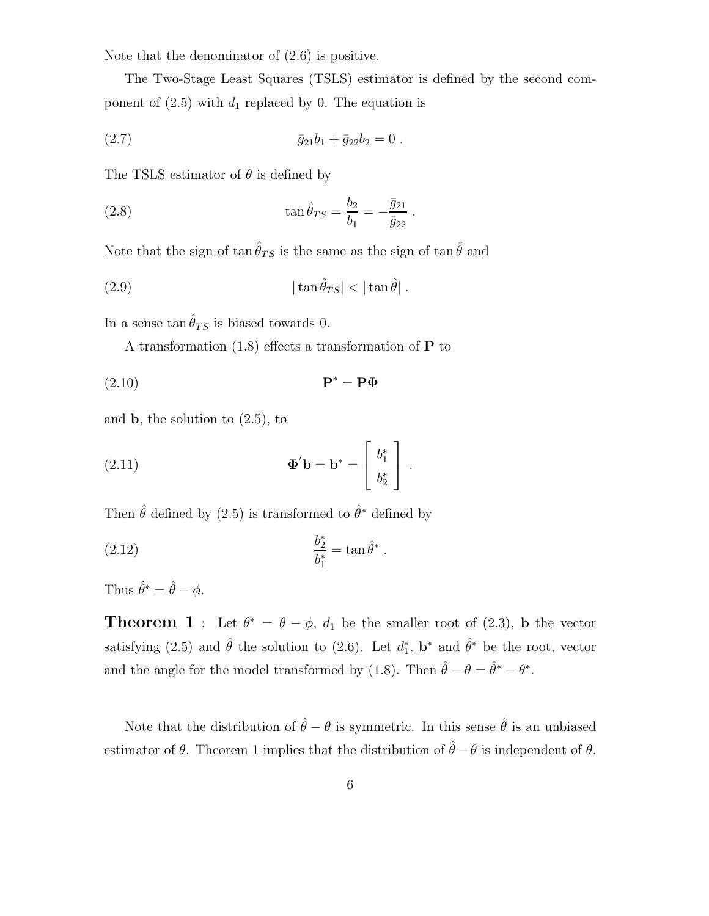Note that the denominator of (2.6) is positive.

The Two-Stage Least Squares (TSLS) estimator is defined by the second component of (2.5) with $d_1$ replaced by 0. The equation is

$$\bar{g}_{21} b_1 + \bar{g}_{22} b_2 = 0 \ . \tag{2.7}$$

The TSLS estimator of $\theta$ is defined by

$$\tan \hat{\theta}_{TS} = \frac{b_2}{b_1} = -\frac{\bar{g}_{21}}{\bar{g}_{22}} \ . \tag{2.8}$$

Note that the sign of $\tan \hat{\theta}_{TS}$ is the same as the sign of $\tan \hat{\theta}$ and

$$|\tan \hat{\theta}_{TS}| < |\tan \hat{\theta}| \ . \tag{2.9}$$

In a sense $\tan \hat{\theta}_{TS}$ is biased towards 0.

A transformation (1.8) effects a transformation of $\mathbf{P}$ to

$$\mathbf{P}^* = \mathbf{P}\mathbf{\Phi} \tag{2.10}$$

and $\mathbf{b}$, the solution to (2.5), to

$$\mathbf{\Phi}'\mathbf{b} = \mathbf{b}^* = \begin{bmatrix} b_1^* \\ b_2^* \end{bmatrix} \ . \tag{2.11}$$

Then $\hat{\theta}$ defined by (2.5) is transformed to $\hat{\theta}^*$ defined by

$$\frac{b_2^*}{b_1^*} = \tan \hat{\theta}^* \ . \tag{2.12}$$

Thus $\hat{\theta}^* = \hat{\theta} - \phi$.

**Theorem 1** : Let $\theta^* = \theta - \phi$, $d_1$ be the smaller root of (2.3), $\mathbf{b}$ the vector satisfying (2.5) and $\hat{\theta}$ the solution to (2.6). Let $d_1^*$, $\mathbf{b}^*$ and $\hat{\theta}^*$ be the root, vector and the angle for the model transformed by (1.8). Then $\hat{\theta} - \theta = \hat{\theta}^* - \theta^*$.

Note that the distribution of $\hat{\theta} - \theta$ is symmetric. In this sense $\hat{\theta}$ is an unbiased estimator of $\theta$. Theorem 1 implies that the distribution of $\hat{\theta} - \theta$ is independent of $\theta$.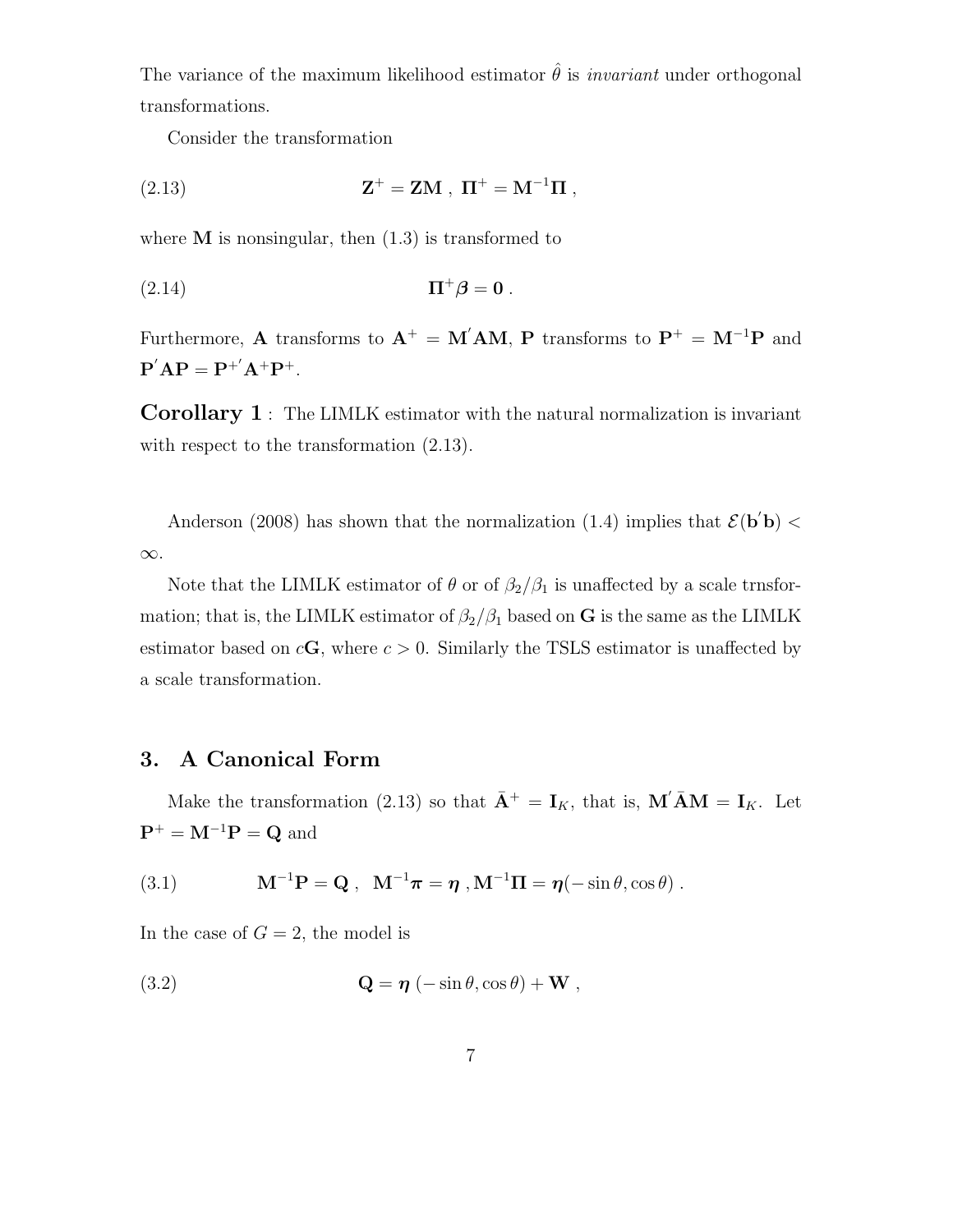The variance of the maximum likelihood estimator $\hat{\theta}$ is *invariant* under orthogonal transformations.

Consider the transformation

$$\mathbf{Z}^{+} = \mathbf{Z}\mathbf{M} \ , \ \mathbf{\Pi}^{+} = \mathbf{M}^{-1}\mathbf{\Pi} \ , \tag{2.13}$$

where $\mathbf{M}$ is nonsingular, then (1.3) is transformed to

$$\mathbf{\Pi}^{+}\boldsymbol{\beta} = \mathbf{0} \ . \tag{2.14}$$

Furthermore, $\mathbf{A}$ transforms to $\mathbf{A}^{+} = \mathbf{M}^{'}\mathbf{A}\mathbf{M}$, $\mathbf{P}$ transforms to $\mathbf{P}^{+} = \mathbf{M}^{-1}\mathbf{P}$ and $\mathbf{P}^{'}\mathbf{A}\mathbf{P} = \mathbf{P}^{+'}\mathbf{A}^{+}\mathbf{P}^{+}$.

**Corollary 1** : The LIMLK estimator with the natural normalization is invariant with respect to the transformation (2.13).

Anderson (2008) has shown that the normalization (1.4) implies that $\mathcal{E}(\mathbf{b}^{'}\mathbf{b}) < \infty$.

Note that the LIMLK estimator of $\theta$ or of $\beta_2/\beta_1$ is unaffected by a scale trnsformation; that is, the LIMLK estimator of $\beta_2/\beta_1$ based on $\mathbf{G}$ is the same as the LIMLK estimator based on $c\mathbf{G}$, where $c > 0$. Similarly the TSLS estimator is unaffected by a scale transformation.

## 3. A Canonical Form

Make the transformation (2.13) so that $\bar{\mathbf{A}}^{+} = \mathbf{I}_K$, that is, $\mathbf{M}^{'}\bar{\mathbf{A}}\mathbf{M} = \mathbf{I}_K$. Let $\mathbf{P}^{+} = \mathbf{M}^{-1}\mathbf{P} = \mathbf{Q}$ and

$$\mathbf{M}^{-1}\mathbf{P} = \mathbf{Q} \ , \ \ \mathbf{M}^{-1}\boldsymbol{\pi} = \boldsymbol{\eta} \ , \mathbf{M}^{-1}\mathbf{\Pi} = \boldsymbol{\eta}(-\sin\theta, \cos\theta) \ . \tag{3.1}$$

In the case of $G = 2$, the model is

$$\mathbf{Q} = \boldsymbol{\eta} \ (-\sin\theta, \cos\theta) + \mathbf{W} \ , \tag{3.2}$$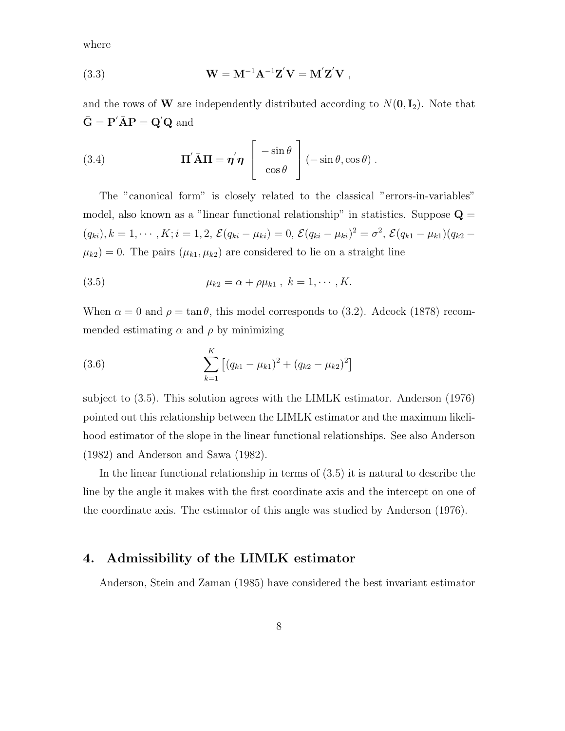where

$$
\mathbf{W} = \mathbf{M}^{-1}\mathbf{A}^{-1}\mathbf{Z}'\mathbf{V} = \mathbf{M}'\mathbf{Z}'\mathbf{V}\ , \tag{3.3}
$$

and the rows of $\mathbf{W}$ are independently distributed according to $N(\mathbf{0}, \mathbf{I}_2)$. Note that $\bar{\mathbf{G}} = \mathbf{P}'\bar{\mathbf{A}}\mathbf{P} = \mathbf{Q}'\mathbf{Q}$ and

$$
\mathbf{\Pi}'\bar{\mathbf{A}}\mathbf{\Pi} = \boldsymbol{\eta}'\boldsymbol{\eta} \begin{bmatrix} -\sin\theta \\ \cos\theta \end{bmatrix} (-\sin\theta, \cos\theta)\ . \tag{3.4}
$$

The "canonical form" is closely related to the classical "errors-in-variables" model, also known as a "linear functional relationship" in statistics. Suppose $\mathbf{Q} = (q_{ki}), k = 1, \cdots, K; i = 1, 2$, $\mathcal{E}(q_{ki} - \mu_{ki}) = 0$, $\mathcal{E}(q_{ki} - \mu_{ki})^2 = \sigma^2$, $\mathcal{E}(q_{k1} - \mu_{k1})(q_{k2} - \mu_{k2}) = 0$. The pairs $(\mu_{k1}, \mu_{k2})$ are considered to lie on a straight line

$$
\mu_{k2} = \alpha + \rho\mu_{k1}\ ,\ k = 1, \cdots, K. \tag{3.5}
$$

When $\alpha = 0$ and $\rho = \tan\theta$, this model corresponds to (3.2). Adcock (1878) recommended estimating $\alpha$ and $\rho$ by minimizing

$$
\sum_{k=1}^{K} \left[ (q_{k1} - \mu_{k1})^2 + (q_{k2} - \mu_{k2})^2 \right] \tag{3.6}
$$

subject to (3.5). This solution agrees with the LIMLK estimator. Anderson (1976) pointed out this relationship between the LIMLK estimator and the maximum likelihood estimator of the slope in the linear functional relationships. See also Anderson (1982) and Anderson and Sawa (1982).

In the linear functional relationship in terms of (3.5) it is natural to describe the line by the angle it makes with the first coordinate axis and the intercept on one of the coordinate axis. The estimator of this angle was studied by Anderson (1976).

## 4. Admissibility of the LIMLK estimator

Anderson, Stein and Zaman (1985) have considered the best invariant estimator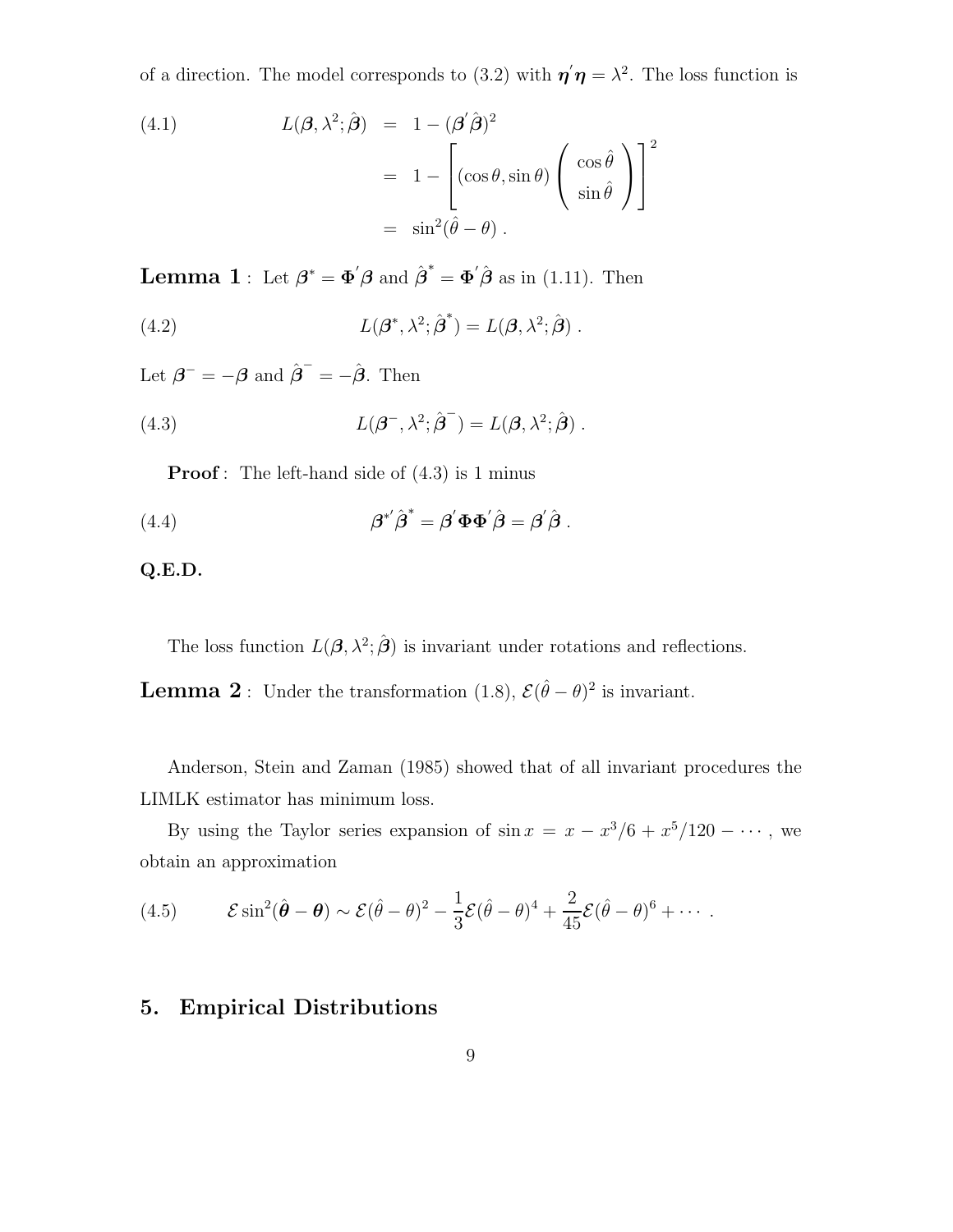of a direction. The model corresponds to (3.2) with $\boldsymbol{\eta}'\boldsymbol{\eta} = \lambda^2$. The loss function is

$$
\begin{aligned}
L(\boldsymbol{\beta}, \lambda^2; \hat{\boldsymbol{\beta}}) &= 1 - (\boldsymbol{\beta}'\hat{\boldsymbol{\beta}})^2 \\
&= 1 - \left[ (\cos\theta, \sin\theta) \begin{pmatrix} \cos\hat{\theta} \\ \sin\hat{\theta} \end{pmatrix} \right]^2 \\
&= \sin^2(\hat{\theta} - \theta) \ .
\end{aligned}
\tag{4.1}
$$

**Lemma 1** : Let $\boldsymbol{\beta}^* = \boldsymbol{\Phi}'\boldsymbol{\beta}$ and $\hat{\boldsymbol{\beta}}^* = \boldsymbol{\Phi}'\hat{\boldsymbol{\beta}}$ as in (1.11). Then

$$
L(\boldsymbol{\beta}^*, \lambda^2; \hat{\boldsymbol{\beta}}^*) = L(\boldsymbol{\beta}, \lambda^2; \hat{\boldsymbol{\beta}}) \ . \tag{4.2}
$$

Let $\boldsymbol{\beta}^- = -\boldsymbol{\beta}$ and $\hat{\boldsymbol{\beta}}^- = -\hat{\boldsymbol{\beta}}$. Then

$$
L(\boldsymbol{\beta}^-, \lambda^2; \hat{\boldsymbol{\beta}}^-) = L(\boldsymbol{\beta}, \lambda^2; \hat{\boldsymbol{\beta}}) \ . \tag{4.3}
$$

**Proof** : The left-hand side of (4.3) is 1 minus

$$
\boldsymbol{\beta}^{*'}\hat{\boldsymbol{\beta}}^* = \boldsymbol{\beta}'\boldsymbol{\Phi}\boldsymbol{\Phi}'\hat{\boldsymbol{\beta}} = \boldsymbol{\beta}'\hat{\boldsymbol{\beta}} \ . \tag{4.4}
$$

**Q.E.D.**

The loss function $L(\boldsymbol{\beta}, \lambda^2; \hat{\boldsymbol{\beta}})$ is invariant under rotations and reflections.

**Lemma 2** : Under the transformation (1.8), $\mathcal{E}(\hat{\theta} - \theta)^2$ is invariant.

Anderson, Stein and Zaman (1985) showed that of all invariant procedures the LIMLK estimator has minimum loss.

By using the Taylor series expansion of $\sin x = x - x^3/6 + x^5/120 - \cdots$ , we obtain an approximation

$$
\mathcal{E}\sin^2(\hat{\boldsymbol{\theta}} - \boldsymbol{\theta}) \sim \mathcal{E}(\hat{\theta} - \theta)^2 - \frac{1}{3}\mathcal{E}(\hat{\theta} - \theta)^4 + \frac{2}{45}\mathcal{E}(\hat{\theta} - \theta)^6 + \cdots \ . \tag{4.5}
$$

## 5. Empirical Distributions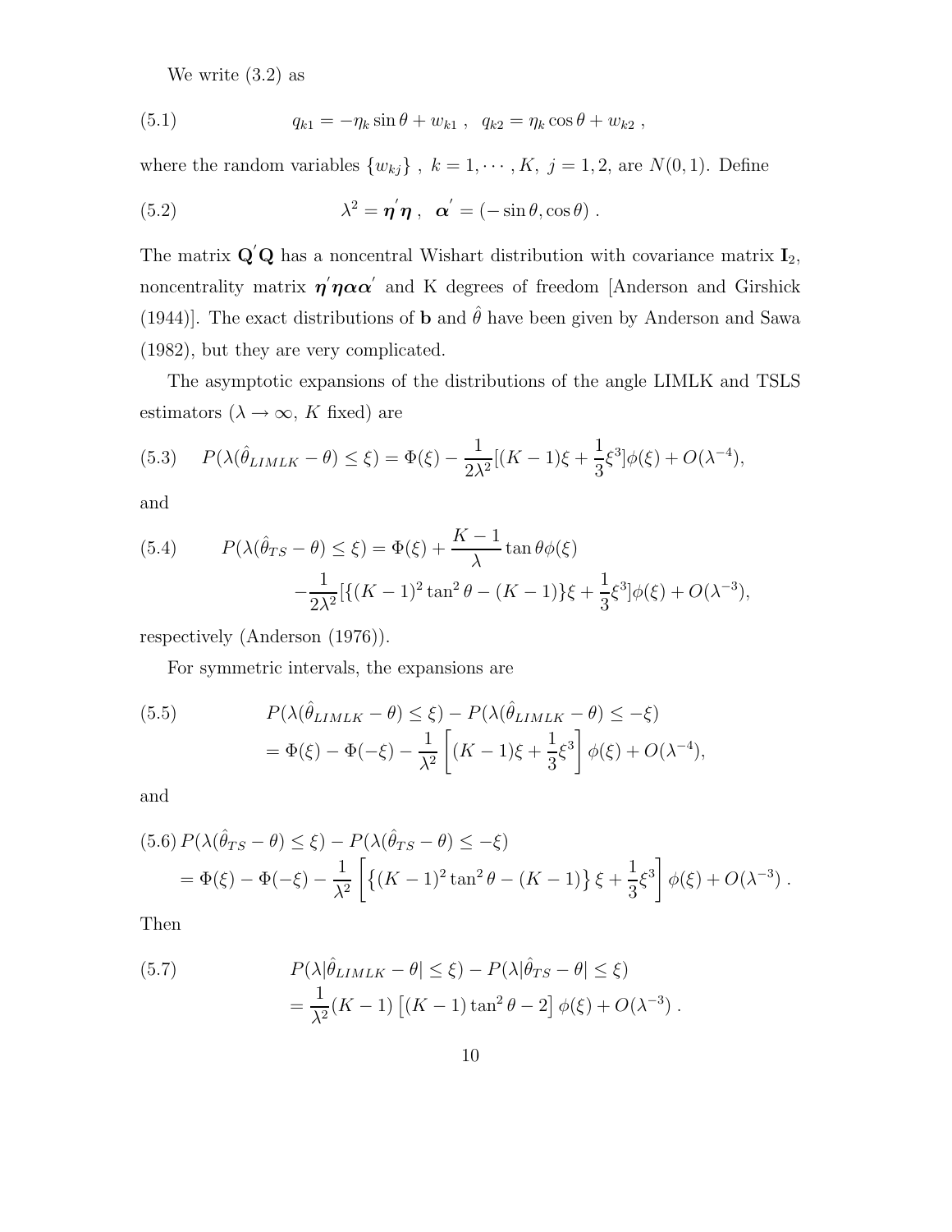We write (3.2) as

$$q_{k1} = -\eta_k \sin\theta + w_{k1} \ , \quad q_{k2} = \eta_k \cos\theta + w_{k2} \ , \tag{5.1}$$

where the random variables $\{w_{kj}\}$ , $k = 1, \cdots, K$, $j = 1, 2$, are $N(0, 1)$. Define

$$\lambda^2 = \boldsymbol{\eta}^{'}\boldsymbol{\eta} \ , \quad \boldsymbol{\alpha}^{'} = (-\sin\theta, \cos\theta) \ . \tag{5.2}$$

The matrix $\mathbf{Q}^{'}\mathbf{Q}$ has a noncentral Wishart distribution with covariance matrix $\mathbf{I}_2$, noncentrality matrix $\boldsymbol{\eta}^{'}\boldsymbol{\eta}\boldsymbol{\alpha}\boldsymbol{\alpha}^{'}$ and K degrees of freedom [Anderson and Girshick (1944)]. The exact distributions of $\mathbf{b}$ and $\hat{\theta}$ have been given by Anderson and Sawa (1982), but they are very complicated.

The asymptotic expansions of the distributions of the angle LIMLK and TSLS estimators ($\lambda \to \infty$, $K$ fixed) are

$$P(\lambda(\hat{\theta}_{LIMLK} - \theta) \leq \xi) = \Phi(\xi) - \frac{1}{2\lambda^2}[(K-1)\xi + \frac{1}{3}\xi^3]\phi(\xi) + O(\lambda^{-4}), \tag{5.3}$$

and

$$\begin{aligned} P(\lambda(\hat{\theta}_{TS} - \theta) \leq \xi) &= \Phi(\xi) + \frac{K-1}{\lambda}\tan\theta\phi(\xi) \\ &\quad -\frac{1}{2\lambda^2}[\{(K-1)^2\tan^2\theta - (K-1)\}\xi + \frac{1}{3}\xi^3]\phi(\xi) + O(\lambda^{-3}), \end{aligned} \tag{5.4}$$

respectively (Anderson (1976)).

For symmetric intervals, the expansions are

$$\begin{aligned} &P(\lambda(\hat{\theta}_{LIMLK} - \theta) \leq \xi) - P(\lambda(\hat{\theta}_{LIMLK} - \theta) \leq -\xi) \\ &= \Phi(\xi) - \Phi(-\xi) - \frac{1}{\lambda^2}\left[(K-1)\xi + \frac{1}{3}\xi^3\right]\phi(\xi) + O(\lambda^{-4}), \end{aligned} \tag{5.5}$$

and

$$\begin{aligned} &P(\lambda(\hat{\theta}_{TS} - \theta) \leq \xi) - P(\lambda(\hat{\theta}_{TS} - \theta) \leq -\xi) \\ &= \Phi(\xi) - \Phi(-\xi) - \frac{1}{\lambda^2}\left[\left\{(K-1)^2\tan^2\theta - (K-1)\right\}\xi + \frac{1}{3}\xi^3\right]\phi(\xi) + O(\lambda^{-3}) \ . \end{aligned} \tag{5.6}$$

Then

$$\begin{aligned} &P(\lambda|\hat{\theta}_{LIMLK} - \theta| \leq \xi) - P(\lambda|\hat{\theta}_{TS} - \theta| \leq \xi) \\ &= \frac{1}{\lambda^2}(K-1)\left[(K-1)\tan^2\theta - 2\right]\phi(\xi) + O(\lambda^{-3}) \ . \end{aligned} \tag{5.7}$$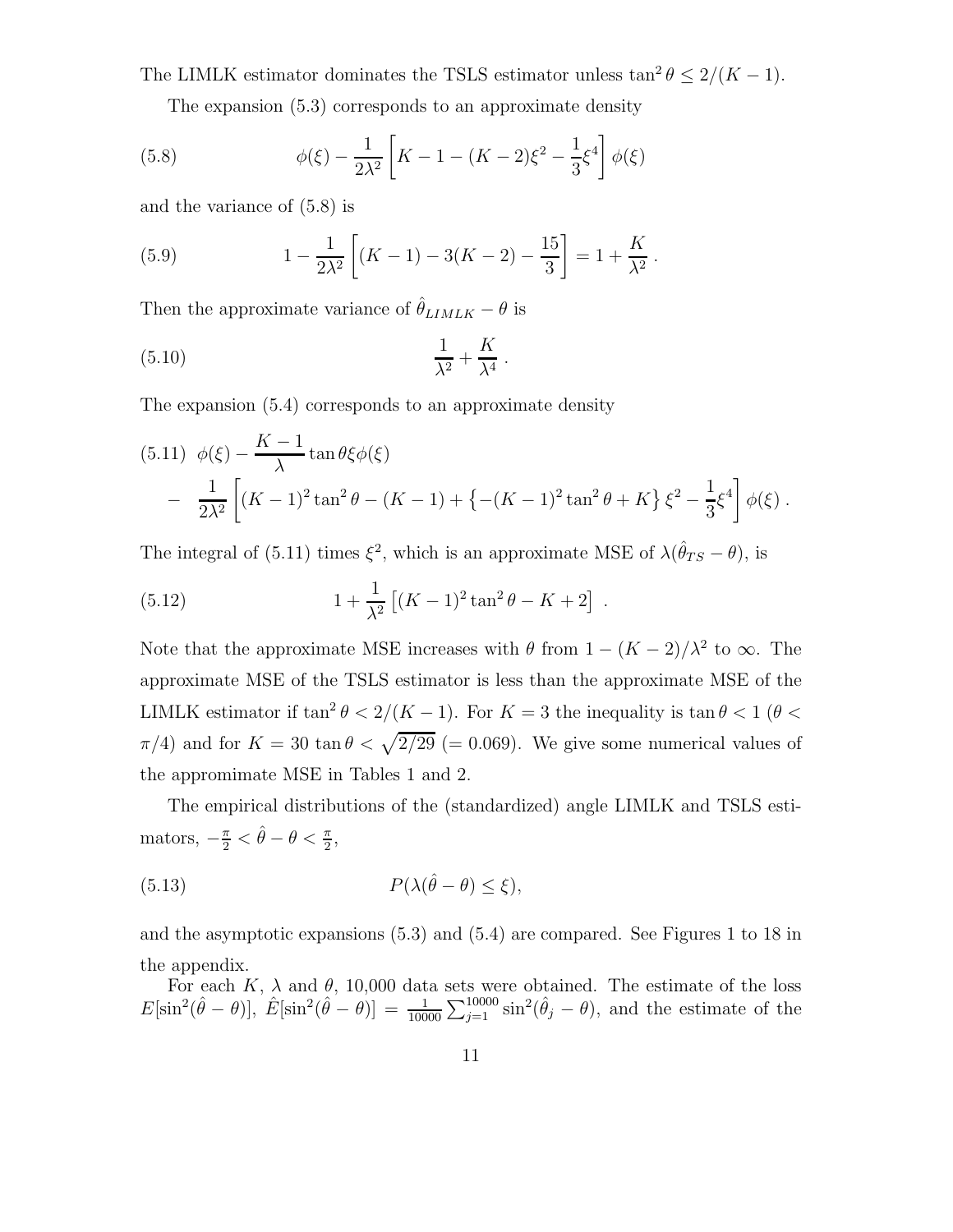The LIMLK estimator dominates the TSLS estimator unless $\tan^2\theta \le 2/(K-1)$.

The expansion (5.3) corresponds to an approximate density

$$\phi(\xi) - \frac{1}{2\lambda^2}\left[K-1-(K-2)\xi^2 - \frac{1}{3}\xi^4\right]\phi(\xi) \tag{5.8}$$

and the variance of (5.8) is

$$1 - \frac{1}{2\lambda^2}\left[(K-1) - 3(K-2) - \frac{15}{3}\right] = 1 + \frac{K}{\lambda^2}\,. \tag{5.9}$$

Then the approximate variance of $\hat{\theta}_{LIMLK} - \theta$ is

$$\frac{1}{\lambda^2} + \frac{K}{\lambda^4}\,. \tag{5.10}$$

The expansion (5.4) corresponds to an approximate density

$$\begin{aligned} &\phi(\xi) - \frac{K-1}{\lambda}\tan\theta\,\xi\phi(\xi) \\ &- \frac{1}{2\lambda^2}\left[(K-1)^2\tan^2\theta - (K-1) + \left\{-(K-1)^2\tan^2\theta + K\right\}\xi^2 - \frac{1}{3}\xi^4\right]\phi(\xi)\,. \end{aligned} \tag{5.11}$$

The integral of (5.11) times $\xi^2$, which is an approximate MSE of $\lambda(\hat{\theta}_{TS} - \theta)$, is

$$1 + \frac{1}{\lambda^2}\left[(K-1)^2\tan^2\theta - K + 2\right]\,. \tag{5.12}$$

Note that the approximate MSE increases with $\theta$ from $1-(K-2)/\lambda^2$ to $\infty$. The approximate MSE of the TSLS estimator is less than the approximate MSE of the LIMLK estimator if $\tan^2\theta < 2/(K-1)$. For $K=3$ the inequality is $\tan\theta < 1$ ($\theta < \pi/4$) and for $K=30$ $\tan\theta < \sqrt{2/29}$ $(=0.069)$. We give some numerical values of the appromimate MSE in Tables 1 and 2.

The empirical distributions of the (standardized) angle LIMLK and TSLS estimators, $-\frac{\pi}{2} < \hat{\theta} - \theta < \frac{\pi}{2}$,

$$P(\lambda(\hat{\theta} - \theta) \le \xi), \tag{5.13}$$

and the asymptotic expansions (5.3) and (5.4) are compared. See Figures 1 to 18 in the appendix.

For each $K$, $\lambda$ and $\theta$, 10,000 data sets were obtained. The estimate of the loss $E[\sin^2(\hat{\theta}-\theta)]$, $\hat{E}[\sin^2(\hat{\theta}-\theta)] = \frac{1}{10000}\sum_{j=1}^{10000}\sin^2(\hat{\theta}_j - \theta)$, and the estimate of the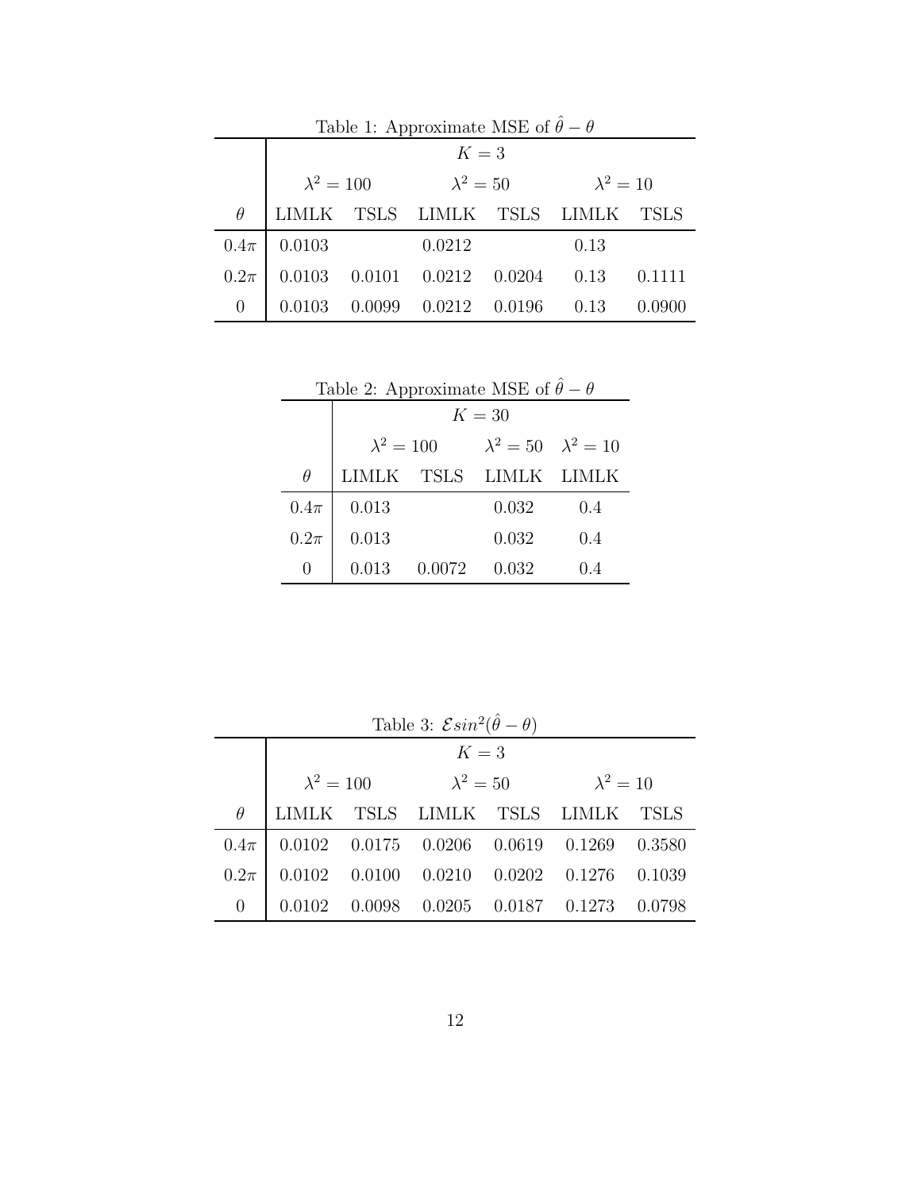Table 1: Approximate MSE of $\hat{\theta} - \theta$

| | $K = 3$ | | | | | |
|---|---|---|---|---|---|---|
| | $\lambda^2 = 100$ | | $\lambda^2 = 50$ | | $\lambda^2 = 10$ | |
| $\theta$ | LIMLK | TSLS | LIMLK | TSLS | LIMLK | TSLS |
| $0.4\pi$ | 0.0103 | | 0.0212 | | 0.13 | |
| $0.2\pi$ | 0.0103 | 0.0101 | 0.0212 | 0.0204 | 0.13 | 0.1111 |
| 0 | 0.0103 | 0.0099 | 0.0212 | 0.0196 | 0.13 | 0.0900 |

Table 2: Approximate MSE of $\hat{\theta} - \theta$

| | $K = 30$ | | | |
|---|---|---|---|---|
| | $\lambda^2 = 100$ | | $\lambda^2 = 50$ | $\lambda^2 = 10$ |
| $\theta$ | LIMLK | TSLS | LIMLK | LIMLK |
| $0.4\pi$ | 0.013 | | 0.032 | 0.4 |
| $0.2\pi$ | 0.013 | | 0.032 | 0.4 |
| 0 | 0.013 | 0.0072 | 0.032 | 0.4 |

Table 3: $\mathcal{E} sin^2(\hat{\theta} - \theta)$

| | $K = 3$ | | | | | |
|---|---|---|---|---|---|---|
| | $\lambda^2 = 100$ | | $\lambda^2 = 50$ | | $\lambda^2 = 10$ | |
| $\theta$ | LIMLK | TSLS | LIMLK | TSLS | LIMLK | TSLS |
| $0.4\pi$ | 0.0102 | 0.0175 | 0.0206 | 0.0619 | 0.1269 | 0.3580 |
| $0.2\pi$ | 0.0102 | 0.0100 | 0.0210 | 0.0202 | 0.1276 | 0.1039 |
| 0 | 0.0102 | 0.0098 | 0.0205 | 0.0187 | 0.1273 | 0.0798 |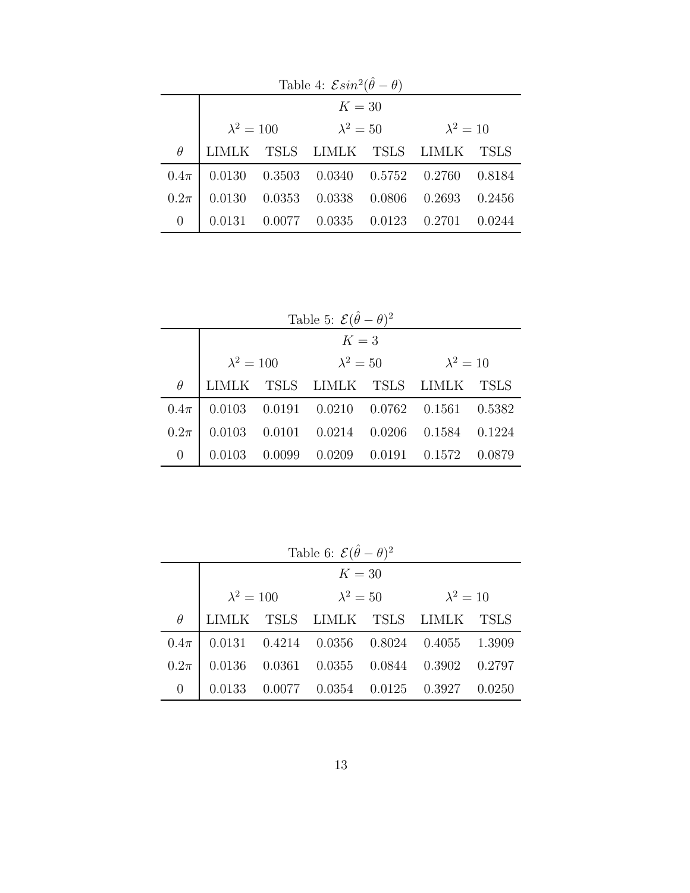Table 4: $\mathcal{E} sin^2(\hat{\theta} - \theta)$

| | $K = 30$ | | | | | |
|---|---|---|---|---|---|---|
| | $\lambda^2 = 100$ | | $\lambda^2 = 50$ | | $\lambda^2 = 10$ | |
| $\theta$ | LIMLK | TSLS | LIMLK | TSLS | LIMLK | TSLS |
| $0.4\pi$ | 0.0130 | 0.3503 | 0.0340 | 0.5752 | 0.2760 | 0.8184 |
| $0.2\pi$ | 0.0130 | 0.0353 | 0.0338 | 0.0806 | 0.2693 | 0.2456 |
| 0 | 0.0131 | 0.0077 | 0.0335 | 0.0123 | 0.2701 | 0.0244 |

Table 5: $\mathcal{E}(\hat{\theta} - \theta)^2$

| | $K = 3$ | | | | | |
|---|---|---|---|---|---|---|
| | $\lambda^2 = 100$ | | $\lambda^2 = 50$ | | $\lambda^2 = 10$ | |
| $\theta$ | LIMLK | TSLS | LIMLK | TSLS | LIMLK | TSLS |
| $0.4\pi$ | 0.0103 | 0.0191 | 0.0210 | 0.0762 | 0.1561 | 0.5382 |
| $0.2\pi$ | 0.0103 | 0.0101 | 0.0214 | 0.0206 | 0.1584 | 0.1224 |
| 0 | 0.0103 | 0.0099 | 0.0209 | 0.0191 | 0.1572 | 0.0879 |

Table 6: $\mathcal{E}(\hat{\theta} - \theta)^2$

| | $K = 30$ | | | | | |
|---|---|---|---|---|---|---|
| | $\lambda^2 = 100$ | | $\lambda^2 = 50$ | | $\lambda^2 = 10$ | |
| $\theta$ | LIMLK | TSLS | LIMLK | TSLS | LIMLK | TSLS |
| $0.4\pi$ | 0.0131 | 0.4214 | 0.0356 | 0.8024 | 0.4055 | 1.3909 |
| $0.2\pi$ | 0.0136 | 0.0361 | 0.0355 | 0.0844 | 0.3902 | 0.2797 |
| 0 | 0.0133 | 0.0077 | 0.0354 | 0.0125 | 0.3927 | 0.0250 |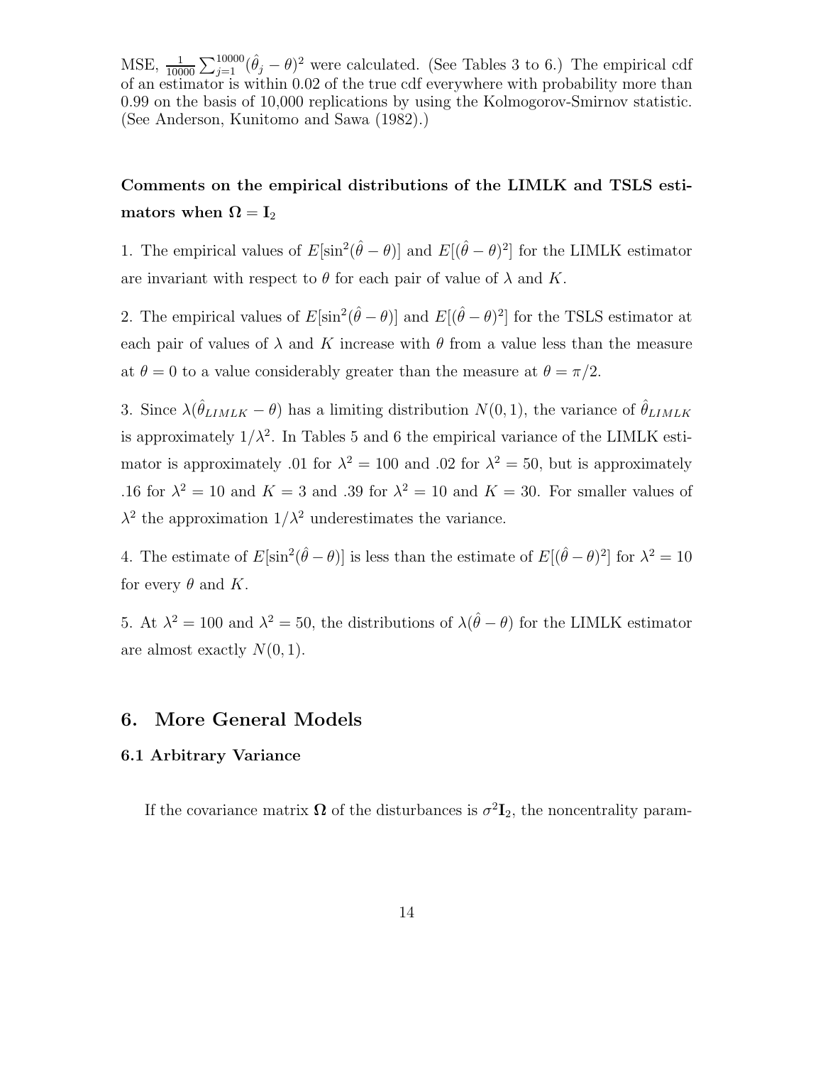MSE, $\frac{1}{10000}\sum_{j=1}^{10000}(\hat{\theta}_j - \theta)^2$ were calculated. (See Tables 3 to 6.) The empirical cdf of an estimator is within 0.02 of the true cdf everywhere with probability more than 0.99 on the basis of 10,000 replications by using the Kolmogorov-Smirnov statistic. (See Anderson, Kunitomo and Sawa (1982).)

**Comments on the empirical distributions of the LIMLK and TSLS estimators when $\mathbf{\Omega} = \mathbf{I}_2$**

1. The empirical values of $E[\sin^2(\hat{\theta} - \theta)]$ and $E[(\hat{\theta} - \theta)^2]$ for the LIMLK estimator are invariant with respect to $\theta$ for each pair of value of $\lambda$ and $K$.

2. The empirical values of $E[\sin^2(\hat{\theta} - \theta)]$ and $E[(\hat{\theta} - \theta)^2]$ for the TSLS estimator at each pair of values of $\lambda$ and $K$ increase with $\theta$ from a value less than the measure at $\theta = 0$ to a value considerably greater than the measure at $\theta = \pi/2$.

3. Since $\lambda(\hat{\theta}_{LIMLK} - \theta)$ has a limiting distribution $N(0,1)$, the variance of $\hat{\theta}_{LIMLK}$ is approximately $1/\lambda^2$. In Tables 5 and 6 the empirical variance of the LIMLK estimator is approximately .01 for $\lambda^2 = 100$ and .02 for $\lambda^2 = 50$, but is approximately .16 for $\lambda^2 = 10$ and $K = 3$ and .39 for $\lambda^2 = 10$ and $K = 30$. For smaller values of $\lambda^2$ the approximation $1/\lambda^2$ underestimates the variance.

4. The estimate of $E[\sin^2(\hat{\theta} - \theta)]$ is less than the estimate of $E[(\hat{\theta} - \theta)^2]$ for $\lambda^2 = 10$ for every $\theta$ and $K$.

5. At $\lambda^2 = 100$ and $\lambda^2 = 50$, the distributions of $\lambda(\hat{\theta} - \theta)$ for the LIMLK estimator are almost exactly $N(0,1)$.

## 6. More General Models

### 6.1 Arbitrary Variance

If the covariance matrix $\mathbf{\Omega}$ of the disturbances is $\sigma^2\mathbf{I}_2$, the noncentrality param-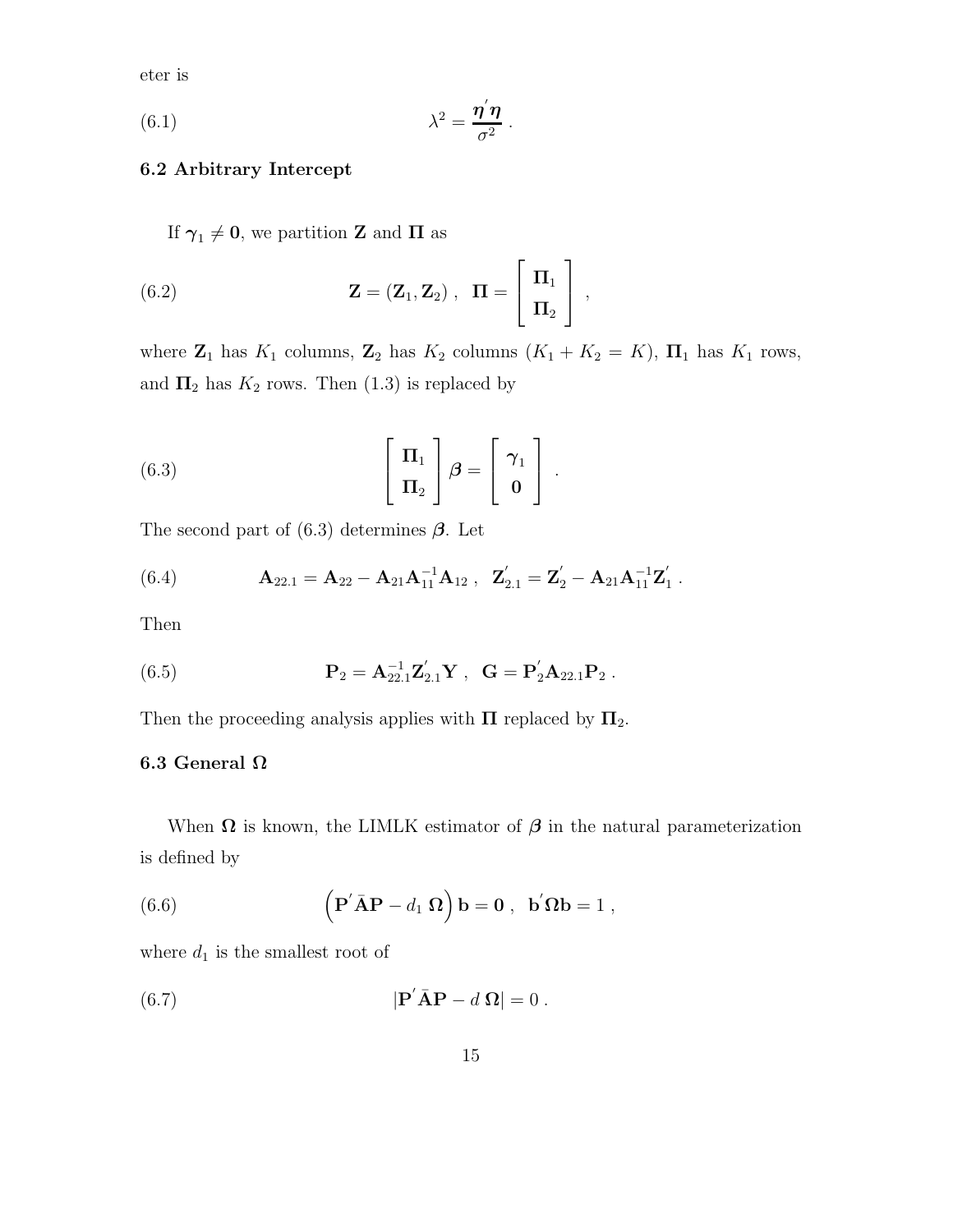eter is

$$\lambda^2 = \frac{\boldsymbol{\eta}'\boldsymbol{\eta}}{\sigma^2} \,. \tag{6.1}$$

### 6.2 Arbitrary Intercept

If $\boldsymbol{\gamma}_1 \neq \mathbf{0}$, we partition $\mathbf{Z}$ and $\boldsymbol{\Pi}$ as

$$\mathbf{Z} = (\mathbf{Z}_1, \mathbf{Z}_2) \,, \;\; \boldsymbol{\Pi} = \begin{bmatrix} \boldsymbol{\Pi}_1 \\ \boldsymbol{\Pi}_2 \end{bmatrix} \,, \tag{6.2}$$

where $\mathbf{Z}_1$ has $K_1$ columns, $\mathbf{Z}_2$ has $K_2$ columns ($K_1 + K_2 = K$), $\boldsymbol{\Pi}_1$ has $K_1$ rows, and $\boldsymbol{\Pi}_2$ has $K_2$ rows. Then (1.3) is replaced by

$$\begin{bmatrix} \boldsymbol{\Pi}_1 \\ \boldsymbol{\Pi}_2 \end{bmatrix} \boldsymbol{\beta} = \begin{bmatrix} \boldsymbol{\gamma}_1 \\ \mathbf{0} \end{bmatrix} \,. \tag{6.3}$$

The second part of (6.3) determines $\boldsymbol{\beta}$. Let

$$\mathbf{A}_{22.1} = \mathbf{A}_{22} - \mathbf{A}_{21}\mathbf{A}_{11}^{-1}\mathbf{A}_{12} \,, \;\; \mathbf{Z}_{2.1}' = \mathbf{Z}_2' - \mathbf{A}_{21}\mathbf{A}_{11}^{-1}\mathbf{Z}_1' \,. \tag{6.4}$$

Then

$$\mathbf{P}_2 = \mathbf{A}_{22.1}^{-1}\mathbf{Z}_{2.1}'\mathbf{Y} \,, \;\; \mathbf{G} = \mathbf{P}_2'\mathbf{A}_{22.1}\mathbf{P}_2 \,. \tag{6.5}$$

Then the proceeding analysis applies with $\boldsymbol{\Pi}$ replaced by $\boldsymbol{\Pi}_2$.

### 6.3 General $\boldsymbol{\Omega}$

When $\boldsymbol{\Omega}$ is known, the LIMLK estimator of $\boldsymbol{\beta}$ in the natural parameterization is defined by

$$\left(\mathbf{P}'\bar{\mathbf{A}}\mathbf{P} - d_1\,\boldsymbol{\Omega}\right)\mathbf{b} = \mathbf{0} \,, \;\; \mathbf{b}'\boldsymbol{\Omega}\mathbf{b} = 1 \,, \tag{6.6}$$

where $d_1$ is the smallest root of

$$|\mathbf{P}'\bar{\mathbf{A}}\mathbf{P} - d\,\boldsymbol{\Omega}| = 0 \,. \tag{6.7}$$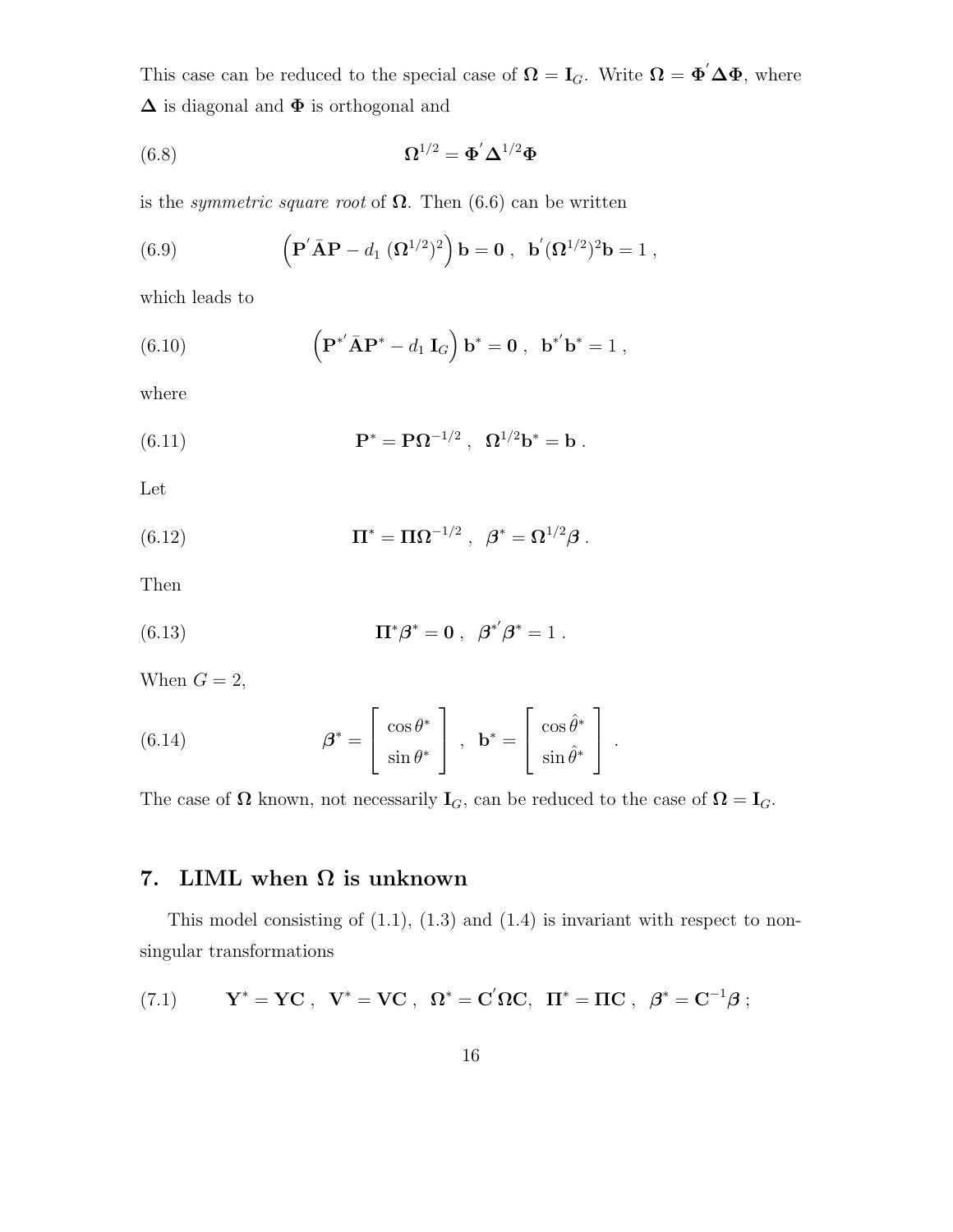This case can be reduced to the special case of $\mathbf{\Omega} = \mathbf{I}_G$. Write $\mathbf{\Omega} = \mathbf{\Phi}'\mathbf{\Delta}\mathbf{\Phi}$, where $\mathbf{\Delta}$ is diagonal and $\mathbf{\Phi}$ is orthogonal and

$$\mathbf{\Omega}^{1/2} = \mathbf{\Phi}'\mathbf{\Delta}^{1/2}\mathbf{\Phi} \tag{6.8}$$

is the *symmetric square root* of $\mathbf{\Omega}$. Then (6.6) can be written

$$\left(\mathbf{P}'\bar{\mathbf{A}}\mathbf{P} - d_1\,(\mathbf{\Omega}^{1/2})^2\right)\mathbf{b} = \mathbf{0}\ ,\ \ \mathbf{b}'(\mathbf{\Omega}^{1/2})^2\mathbf{b} = 1\ , \tag{6.9}$$

which leads to

$$\left(\mathbf{P}^{*'}\bar{\mathbf{A}}\mathbf{P}^{*} - d_1\,\mathbf{I}_G\right)\mathbf{b}^{*} = \mathbf{0}\ ,\ \ \mathbf{b}^{*'}\mathbf{b}^{*} = 1\ , \tag{6.10}$$

where

$$\mathbf{P}^{*} = \mathbf{P}\mathbf{\Omega}^{-1/2}\ ,\ \ \mathbf{\Omega}^{1/2}\mathbf{b}^{*} = \mathbf{b}\ . \tag{6.11}$$

Let

$$\mathbf{\Pi}^{*} = \mathbf{\Pi}\mathbf{\Omega}^{-1/2}\ ,\ \ \boldsymbol{\beta}^{*} = \mathbf{\Omega}^{1/2}\boldsymbol{\beta}\ . \tag{6.12}$$

Then

$$\mathbf{\Pi}^{*}\boldsymbol{\beta}^{*} = \mathbf{0}\ ,\ \ \boldsymbol{\beta}^{*'}\boldsymbol{\beta}^{*} = 1\ . \tag{6.13}$$

When $G = 2$,

$$\boldsymbol{\beta}^{*} = \begin{bmatrix} \cos\theta^{*} \\ \sin\theta^{*} \end{bmatrix}\ ,\ \ \mathbf{b}^{*} = \begin{bmatrix} \cos\hat{\theta}^{*} \\ \sin\hat{\theta}^{*} \end{bmatrix}\ . \tag{6.14}$$

The case of $\mathbf{\Omega}$ known, not necessarily $\mathbf{I}_G$, can be reduced to the case of $\mathbf{\Omega} = \mathbf{I}_G$.

## 7. LIML when $\mathbf{\Omega}$ is unknown

This model consisting of (1.1), (1.3) and (1.4) is invariant with respect to nonsingular transformations

$$\mathbf{Y}^{*} = \mathbf{Y}\mathbf{C}\ ,\ \ \mathbf{V}^{*} = \mathbf{V}\mathbf{C}\ ,\ \ \mathbf{\Omega}^{*} = \mathbf{C}'\mathbf{\Omega}\mathbf{C},\ \ \mathbf{\Pi}^{*} = \mathbf{\Pi}\mathbf{C}\ ,\ \ \boldsymbol{\beta}^{*} = \mathbf{C}^{-1}\boldsymbol{\beta}\ ; \tag{7.1}$$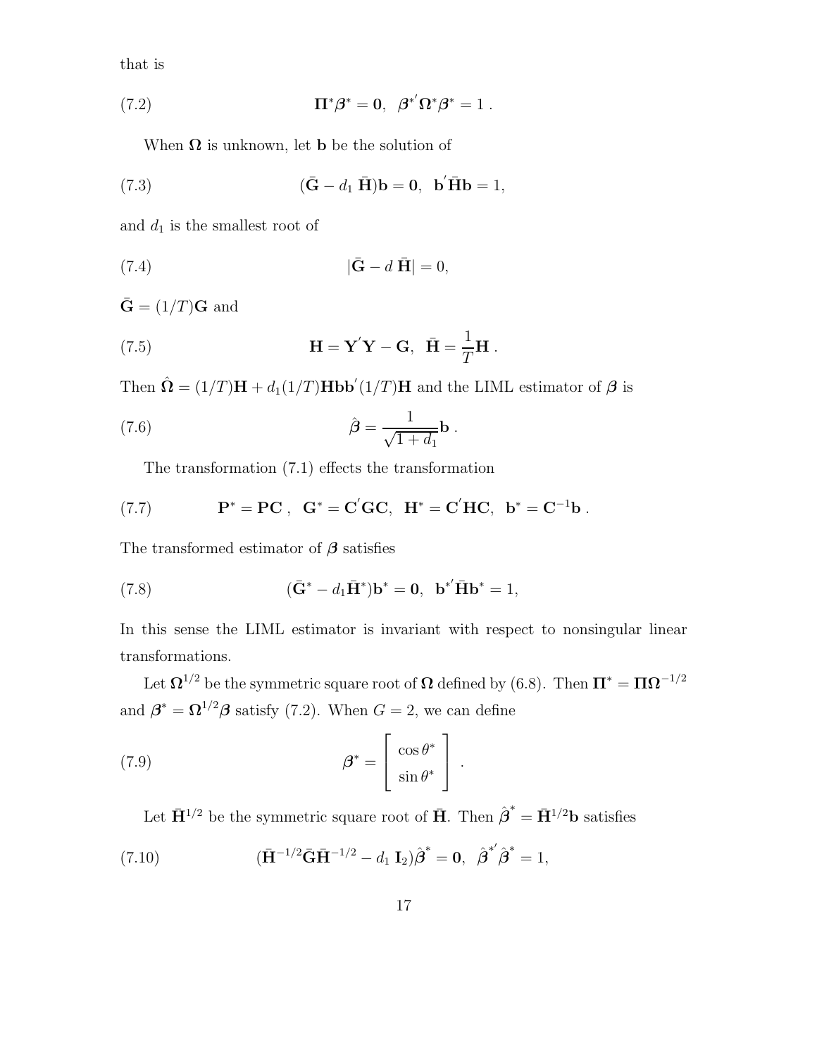that is

$$\boldsymbol{\Pi}^{*}\boldsymbol{\beta}^{*} = \mathbf{0}, \;\; \boldsymbol{\beta}^{*'}\boldsymbol{\Omega}^{*}\boldsymbol{\beta}^{*} = 1 \; . \tag{7.2}$$

When $\boldsymbol{\Omega}$ is unknown, let $\mathbf{b}$ be the solution of

$$(\bar{\mathbf{G}} - d_1\,\bar{\mathbf{H}})\mathbf{b} = \mathbf{0}, \;\; \mathbf{b}^{'}\bar{\mathbf{H}}\mathbf{b} = 1, \tag{7.3}$$

and $d_1$ is the smallest root of

$$|\bar{\mathbf{G}} - d\,\bar{\mathbf{H}}| = 0, \tag{7.4}$$

$\bar{\mathbf{G}} = (1/T)\mathbf{G}$ and

$$\mathbf{H} = \mathbf{Y}^{'}\mathbf{Y} - \mathbf{G}, \;\; \bar{\mathbf{H}} = \frac{1}{T}\mathbf{H} \; . \tag{7.5}$$

Then $\hat{\boldsymbol{\Omega}} = (1/T)\mathbf{H} + d_1(1/T)\mathbf{H}\mathbf{b}\mathbf{b}^{'}(1/T)\mathbf{H}$ and the LIML estimator of $\boldsymbol{\beta}$ is

$$\hat{\boldsymbol{\beta}} = \frac{1}{\sqrt{1+d_1}}\mathbf{b} \; . \tag{7.6}$$

The transformation (7.1) effects the transformation

$$\mathbf{P}^{*} = \mathbf{P}\mathbf{C} \; , \;\; \mathbf{G}^{*} = \mathbf{C}^{'}\mathbf{G}\mathbf{C}, \;\; \mathbf{H}^{*} = \mathbf{C}^{'}\mathbf{H}\mathbf{C}, \;\; \mathbf{b}^{*} = \mathbf{C}^{-1}\mathbf{b} \; . \tag{7.7}$$

The transformed estimator of $\boldsymbol{\beta}$ satisfies

$$(\bar{\mathbf{G}}^{*} - d_1\bar{\mathbf{H}}^{*})\mathbf{b}^{*} = \mathbf{0}, \;\; \mathbf{b}^{*'}\bar{\mathbf{H}}\mathbf{b}^{*} = 1, \tag{7.8}$$

In this sense the LIML estimator is invariant with respect to nonsingular linear transformations.

Let $\boldsymbol{\Omega}^{1/2}$ be the symmetric square root of $\boldsymbol{\Omega}$ defined by (6.8). Then $\boldsymbol{\Pi}^{*} = \boldsymbol{\Pi}\boldsymbol{\Omega}^{-1/2}$ and $\boldsymbol{\beta}^{*} = \boldsymbol{\Omega}^{1/2}\boldsymbol{\beta}$ satisfy (7.2). When $G = 2$, we can define

$$\boldsymbol{\beta}^{*} = \left[ \begin{array}{c} \cos\theta^{*} \\ \sin\theta^{*} \end{array} \right] \; . \tag{7.9}$$

Let $\bar{\mathbf{H}}^{1/2}$ be the symmetric square root of $\bar{\mathbf{H}}$. Then $\hat{\boldsymbol{\beta}}^{*} = \bar{\mathbf{H}}^{1/2}\mathbf{b}$ satisfies

$$(\bar{\mathbf{H}}^{-1/2}\bar{\mathbf{G}}\bar{\mathbf{H}}^{-1/2} - d_1\,\mathbf{I}_2)\hat{\boldsymbol{\beta}}^{*} = \mathbf{0}, \;\; \hat{\boldsymbol{\beta}}^{*'}\hat{\boldsymbol{\beta}}^{*} = 1, \tag{7.10}$$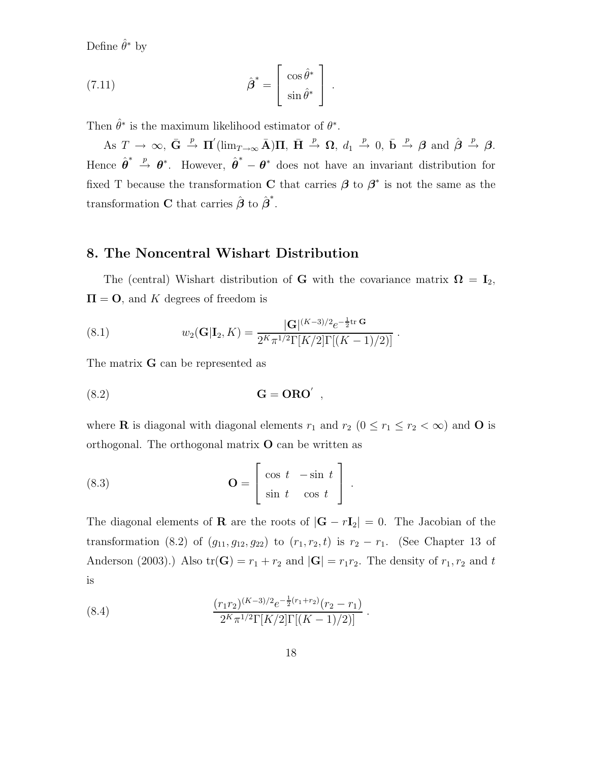Define $\hat{\theta}^*$ by

$$\hat{\boldsymbol{\beta}}^* = \begin{bmatrix} \cos\hat{\theta}^* \\ \sin\hat{\theta}^* \end{bmatrix} . \tag{7.11}$$

Then $\hat{\theta}^*$ is the maximum likelihood estimator of $\theta^*$.

As $T \to \infty$, $\bar{\mathbf{G}} \xrightarrow{p} \mathbf{\Pi}'(\lim_{T\to\infty} \bar{\mathbf{A}})\mathbf{\Pi}$, $\bar{\mathbf{H}} \xrightarrow{p} \mathbf{\Omega}$, $d_1 \xrightarrow{p} 0$, $\bar{\mathbf{b}} \xrightarrow{p} \boldsymbol{\beta}$ and $\hat{\boldsymbol{\beta}} \xrightarrow{p} \boldsymbol{\beta}$. Hence $\hat{\boldsymbol{\theta}}^* \xrightarrow{p} \boldsymbol{\theta}^*$. However, $\hat{\boldsymbol{\theta}}^* - \boldsymbol{\theta}^*$ does not have an invariant distribution for fixed T because the transformation $\mathbf{C}$ that carries $\boldsymbol{\beta}$ to $\boldsymbol{\beta}^*$ is not the same as the transformation $\mathbf{C}$ that carries $\hat{\boldsymbol{\beta}}$ to $\hat{\boldsymbol{\beta}}^*$.

## 8. The Noncentral Wishart Distribution

The (central) Wishart distribution of $\mathbf{G}$ with the covariance matrix $\mathbf{\Omega} = \mathbf{I}_2$, $\mathbf{\Pi} = \mathbf{O}$, and $K$ degrees of freedom is

$$w_2(\mathbf{G}|\mathbf{I}_2, K) = \frac{|\mathbf{G}|^{(K-3)/2} e^{-\frac{1}{2}\mathrm{tr}\,\mathbf{G}}}{2^K \pi^{1/2} \Gamma[K/2]\Gamma[(K-1)/2)]} . \tag{8.1}$$

The matrix $\mathbf{G}$ can be represented as

$$\mathbf{G} = \mathbf{ORO}' \ , \tag{8.2}$$

where $\mathbf{R}$ is diagonal with diagonal elements $r_1$ and $r_2$ $(0 \leq r_1 \leq r_2 < \infty)$ and $\mathbf{O}$ is orthogonal. The orthogonal matrix $\mathbf{O}$ can be written as

$$\mathbf{O} = \begin{bmatrix} \cos\ t & -\sin\ t \\ \sin\ t & \cos\ t \end{bmatrix} . \tag{8.3}$$

The diagonal elements of $\mathbf{R}$ are the roots of $|\mathbf{G} - r\mathbf{I}_2| = 0$. The Jacobian of the transformation (8.2) of $(g_{11}, g_{12}, g_{22})$ to $(r_1, r_2, t)$ is $r_2 - r_1$. (See Chapter 13 of Anderson (2003).) Also $\mathrm{tr}(\mathbf{G}) = r_1 + r_2$ and $|\mathbf{G}| = r_1 r_2$. The density of $r_1, r_2$ and $t$ is

$$\frac{(r_1 r_2)^{(K-3)/2} e^{-\frac{1}{2}(r_1+r_2)}(r_2 - r_1)}{2^K \pi^{1/2} \Gamma[K/2]\Gamma[(K-1)/2)]} . \tag{8.4}$$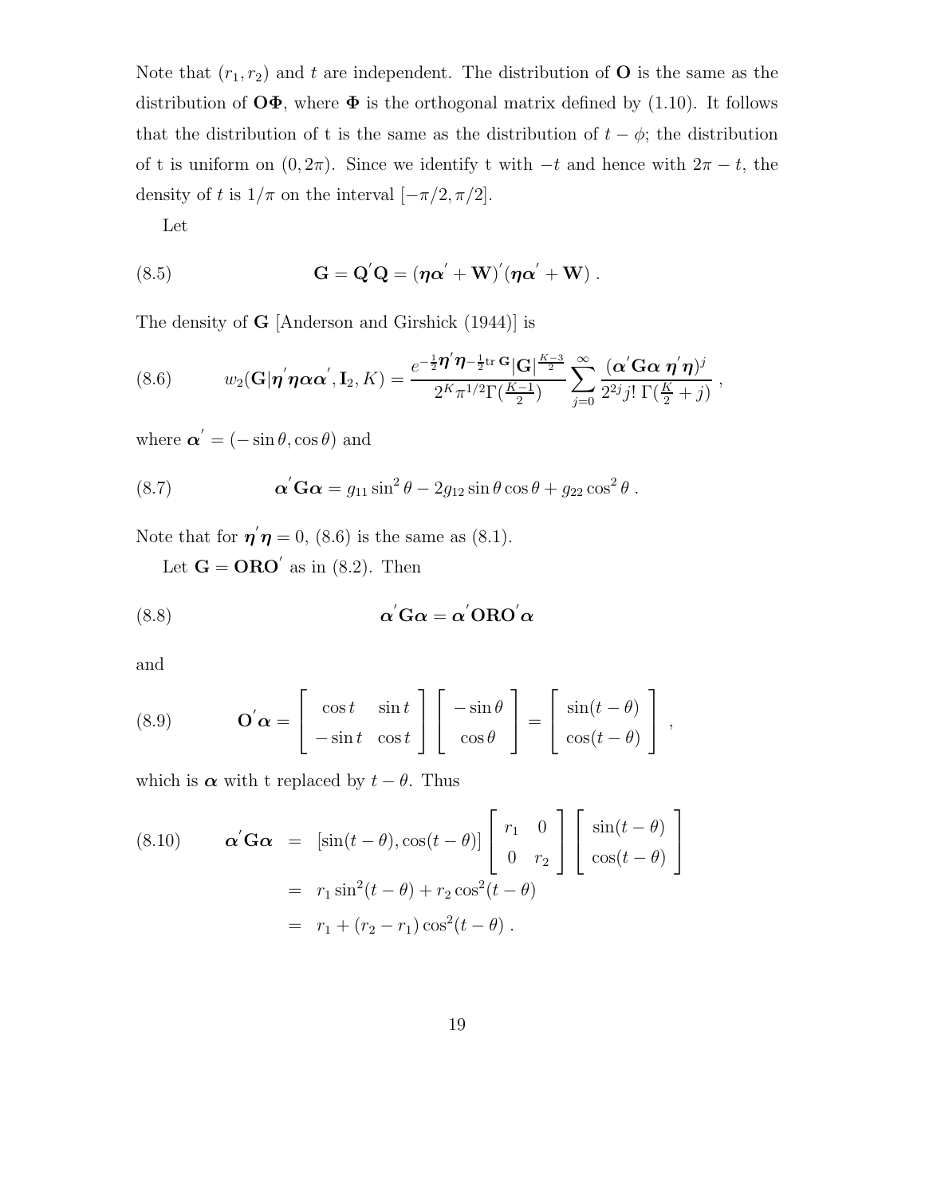Note that $(r_1, r_2)$ and $t$ are independent. The distribution of $\mathbf{O}$ is the same as the distribution of $\mathbf{O\Phi}$, where $\mathbf{\Phi}$ is the orthogonal matrix defined by (1.10). It follows that the distribution of t is the same as the distribution of $t - \phi$; the distribution of t is uniform on $(0, 2\pi)$. Since we identify t with $-t$ and hence with $2\pi - t$, the density of $t$ is $1/\pi$ on the interval $[-\pi/2, \pi/2]$.

Let

$$\mathbf{G} = \mathbf{Q}'\mathbf{Q} = (\boldsymbol{\eta}\boldsymbol{\alpha}' + \mathbf{W})'(\boldsymbol{\eta}\boldsymbol{\alpha}' + \mathbf{W}) \; . \tag{8.5}$$

The density of $\mathbf{G}$ [Anderson and Girshick (1944)] is

$$w_2(\mathbf{G}|\boldsymbol{\eta}'\boldsymbol{\eta}\boldsymbol{\alpha}\boldsymbol{\alpha}', \mathbf{I}_2, K) = \frac{e^{-\frac{1}{2}\boldsymbol{\eta}'\boldsymbol{\eta} - \frac{1}{2}\mathrm{tr}\,\mathbf{G}}|\mathbf{G}|^{\frac{K-3}{2}}}{2^K \pi^{1/2}\Gamma(\frac{K-1}{2})} \sum_{j=0}^{\infty} \frac{(\boldsymbol{\alpha}'\mathbf{G}\boldsymbol{\alpha}\; \boldsymbol{\eta}'\boldsymbol{\eta})^j}{2^{2j} j!\; \Gamma(\frac{K}{2} + j)} \; , \tag{8.6}$$

where $\boldsymbol{\alpha}' = (-\sin\theta, \cos\theta)$ and

$$\boldsymbol{\alpha}'\mathbf{G}\boldsymbol{\alpha} = g_{11}\sin^2\theta - 2g_{12}\sin\theta\cos\theta + g_{22}\cos^2\theta \; . \tag{8.7}$$

Note that for $\boldsymbol{\eta}'\boldsymbol{\eta} = 0$, (8.6) is the same as (8.1).

Let $\mathbf{G} = \mathbf{ORO}'$ as in (8.2). Then

$$\boldsymbol{\alpha}'\mathbf{G}\boldsymbol{\alpha} = \boldsymbol{\alpha}'\mathbf{ORO}'\boldsymbol{\alpha} \tag{8.8}$$

and

$$\mathbf{O}'\boldsymbol{\alpha} = \begin{bmatrix} \cos t & \sin t \\ -\sin t & \cos t \end{bmatrix} \begin{bmatrix} -\sin\theta \\ \cos\theta \end{bmatrix} = \begin{bmatrix} \sin(t-\theta) \\ \cos(t-\theta) \end{bmatrix} \; , \tag{8.9}$$

which is $\boldsymbol{\alpha}$ with t replaced by $t - \theta$. Thus

$$\begin{aligned} \boldsymbol{\alpha}'\mathbf{G}\boldsymbol{\alpha} &= [\sin(t-\theta), \cos(t-\theta)] \begin{bmatrix} r_1 & 0 \\ 0 & r_2 \end{bmatrix} \begin{bmatrix} \sin(t-\theta) \\ \cos(t-\theta) \end{bmatrix} \\ &= r_1 \sin^2(t-\theta) + r_2\cos^2(t-\theta) \\ &= r_1 + (r_2 - r_1)\cos^2(t-\theta) \; . \end{aligned} \tag{8.10}$$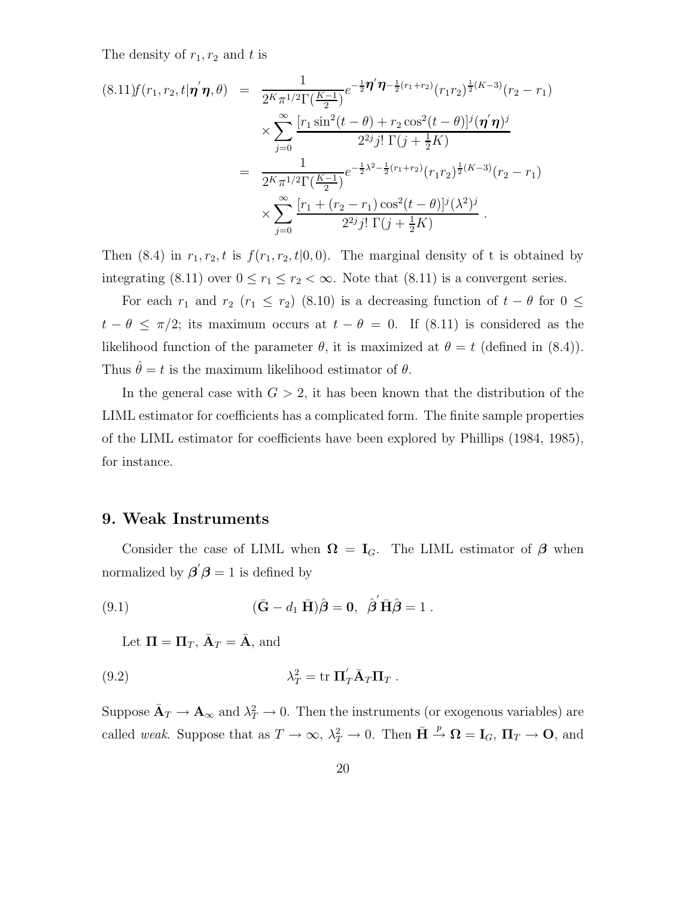The density of $r_1, r_2$ and $t$ is

$$
\begin{aligned}
(8.11) f(r_1, r_2, t|\boldsymbol{\eta}'\boldsymbol{\eta}, \theta) &= \frac{1}{2^K \pi^{1/2} \Gamma(\frac{K-1}{2})} e^{-\frac{1}{2}\boldsymbol{\eta}'\boldsymbol{\eta} - \frac{1}{2}(r_1+r_2)} (r_1 r_2)^{\frac{1}{2}(K-3)} (r_2 - r_1) \\
&\quad \times \sum_{j=0}^{\infty} \frac{[r_1 \sin^2(t-\theta) + r_2 \cos^2(t-\theta)]^j (\boldsymbol{\eta}'\boldsymbol{\eta})^j}{2^{2j} j! \, \Gamma(j + \frac{1}{2}K)} \\
&= \frac{1}{2^K \pi^{1/2} \Gamma(\frac{K-1}{2})} e^{-\frac{1}{2}\lambda^2 - \frac{1}{2}(r_1+r_2)} (r_1 r_2)^{\frac{1}{2}(K-3)} (r_2 - r_1) \\
&\quad \times \sum_{j=0}^{\infty} \frac{[r_1 + (r_2 - r_1)\cos^2(t-\theta)]^j (\lambda^2)^j}{2^{2j} j! \, \Gamma(j + \frac{1}{2}K)} .
\end{aligned}
$$

Then (8.4) in $r_1, r_2, t$ is $f(r_1, r_2, t|0, 0)$. The marginal density of t is obtained by integrating (8.11) over $0 \leq r_1 \leq r_2 < \infty$. Note that (8.11) is a convergent series.

For each $r_1$ and $r_2$ ($r_1 \leq r_2$) (8.10) is a decreasing function of $t - \theta$ for $0 \leq t - \theta \leq \pi/2$; its maximum occurs at $t - \theta = 0$. If (8.11) is considered as the likelihood function of the parameter $\theta$, it is maximized at $\theta = t$ (defined in (8.4)). Thus $\hat{\theta} = t$ is the maximum likelihood estimator of $\theta$.

In the general case with $G > 2$, it has been known that the distribution of the LIML estimator for coefficients has a complicated form. The finite sample properties of the LIML estimator for coefficients have been explored by Phillips (1984, 1985), for instance.

## 9. Weak Instruments

Consider the case of LIML when $\boldsymbol{\Omega} = \mathbf{I}_G$. The LIML estimator of $\boldsymbol{\beta}$ when normalized by $\boldsymbol{\beta}'\boldsymbol{\beta} = 1$ is defined by

$$
(9.1) \qquad (\bar{\mathbf{G}} - d_1 \, \bar{\mathbf{H}})\hat{\boldsymbol{\beta}} = \mathbf{0}, \;\; \hat{\boldsymbol{\beta}}' \bar{\mathbf{H}} \hat{\boldsymbol{\beta}} = 1 .
$$

Let $\boldsymbol{\Pi} = \boldsymbol{\Pi}_T$, $\bar{\mathbf{A}}_T = \bar{\mathbf{A}}$, and

$$
(9.2) \qquad \lambda_T^2 = \mathrm{tr} \; \boldsymbol{\Pi}_T' \bar{\mathbf{A}}_T \boldsymbol{\Pi}_T .
$$

Suppose $\bar{\mathbf{A}}_T \to \mathbf{A}_\infty$ and $\lambda_T^2 \to 0$. Then the instruments (or exogenous variables) are called *weak*. Suppose that as $T \to \infty$, $\lambda_T^2 \to 0$. Then $\bar{\mathbf{H}} \xrightarrow{p} \boldsymbol{\Omega} = \mathbf{I}_G$, $\boldsymbol{\Pi}_T \to \mathbf{O}$, and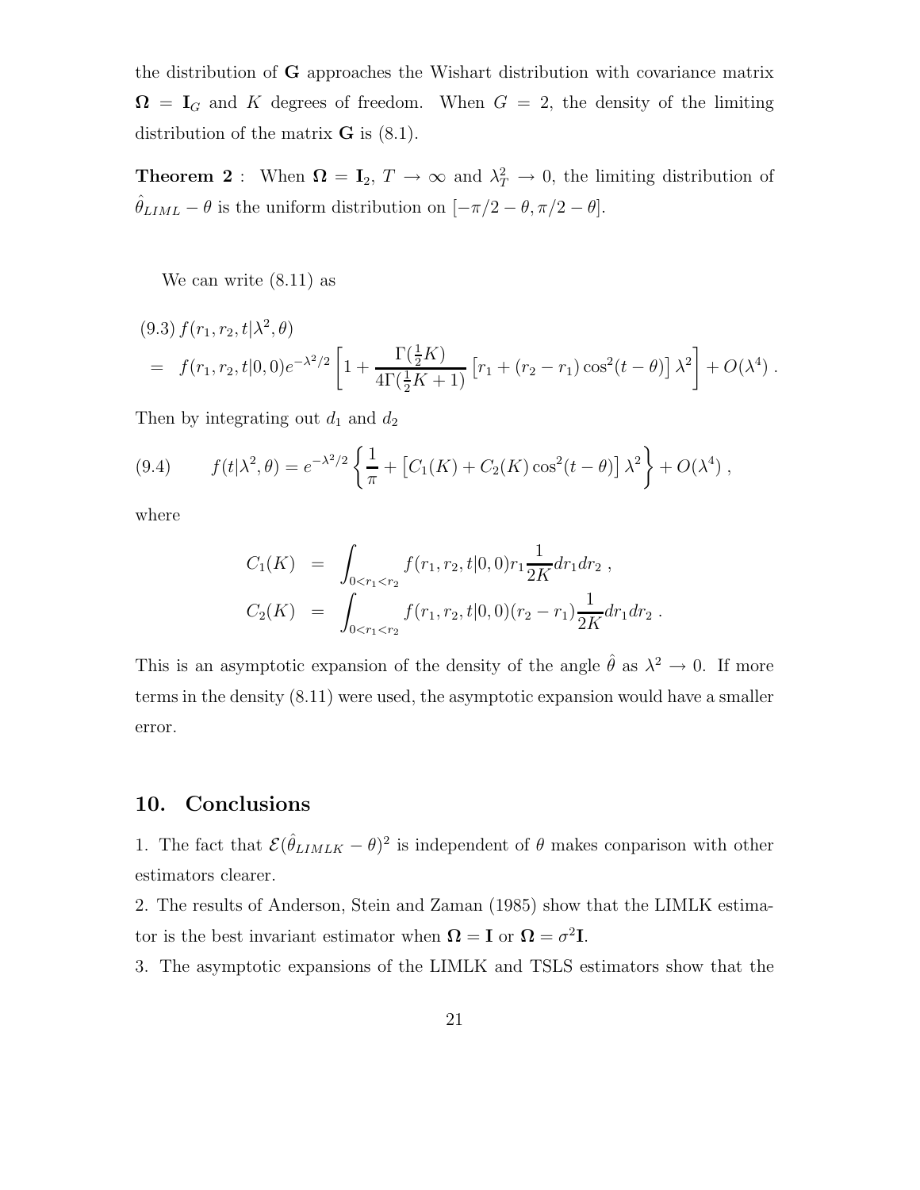the distribution of $\mathbf{G}$ approaches the Wishart distribution with covariance matrix $\mathbf{\Omega} = \mathbf{I}_G$ and $K$ degrees of freedom. When $G = 2$, the density of the limiting distribution of the matrix $\mathbf{G}$ is (8.1).

**Theorem 2** : When $\mathbf{\Omega} = \mathbf{I}_2$, $T \to \infty$ and $\lambda_T^2 \to 0$, the limiting distribution of $\hat{\theta}_{LIML} - \theta$ is the uniform distribution on $[-\pi/2 - \theta, \pi/2 - \theta]$.

We can write (8.11) as

$$
\begin{aligned}
(9.3)\ & f(r_1, r_2, t|\lambda^2, \theta) \\
= \ & f(r_1, r_2, t|0, 0)e^{-\lambda^2/2}\left[1 + \frac{\Gamma(\frac{1}{2}K)}{4\Gamma(\frac{1}{2}K+1)}\left[r_1 + (r_2 - r_1)\cos^2(t-\theta)\right]\lambda^2\right] + O(\lambda^4)\ .
\end{aligned}
$$

Then by integrating out $d_1$ and $d_2$

$$
(9.4) \qquad f(t|\lambda^2, \theta) = e^{-\lambda^2/2}\left\{\frac{1}{\pi} + \left[C_1(K) + C_2(K)\cos^2(t-\theta)\right]\lambda^2\right\} + O(\lambda^4)\ ,
$$

where

$$
\begin{aligned}
C_1(K) &= \int_{0<r_1<r_2} f(r_1, r_2, t|0, 0) r_1 \frac{1}{2K} dr_1 dr_2\ , \\
C_2(K) &= \int_{0<r_1<r_2} f(r_1, r_2, t|0, 0)(r_2 - r_1)\frac{1}{2K} dr_1 dr_2\ .
\end{aligned}
$$

This is an asymptotic expansion of the density of the angle $\hat{\theta}$ as $\lambda^2 \to 0$. If more terms in the density (8.11) were used, the asymptotic expansion would have a smaller error.

## 10. Conclusions

1. The fact that $\mathcal{E}(\hat{\theta}_{LIMLK} - \theta)^2$ is independent of $\theta$ makes conparison with other estimators clearer.

2. The results of Anderson, Stein and Zaman (1985) show that the LIMLK estimator is the best invariant estimator when $\mathbf{\Omega} = \mathbf{I}$ or $\mathbf{\Omega} = \sigma^2\mathbf{I}$.

3. The asymptotic expansions of the LIMLK and TSLS estimators show that the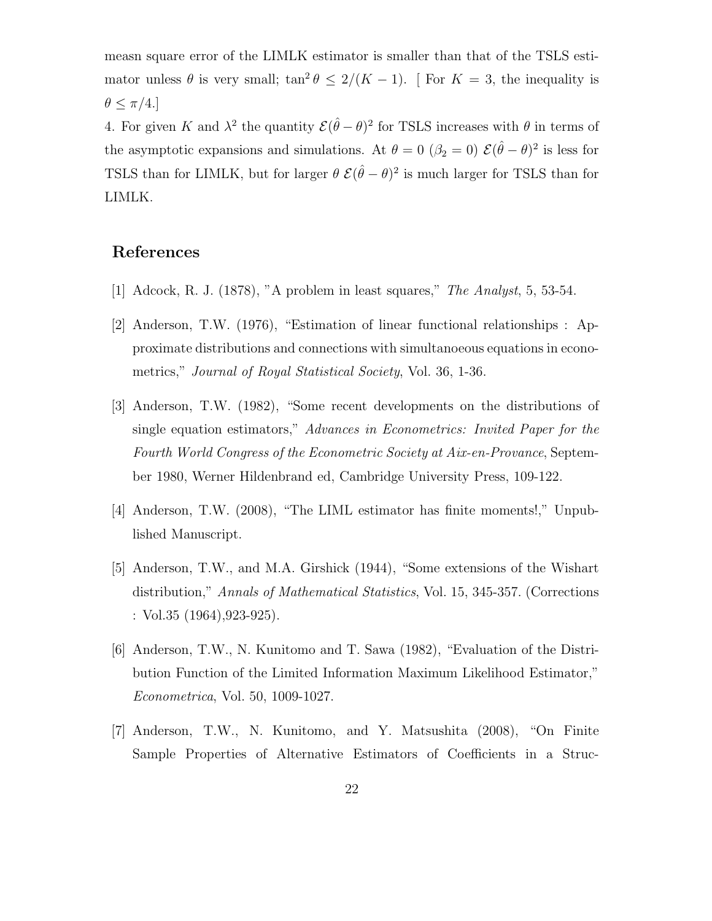measn square error of the LIMLK estimator is smaller than that of the TSLS estimator unless $\theta$ is very small; $\tan^2\theta \leq 2/(K-1)$. [ For $K=3$, the inequality is $\theta \leq \pi/4$.]

4. For given $K$ and $\lambda^2$ the quantity $\mathcal{E}(\hat{\theta}-\theta)^2$ for TSLS increases with $\theta$ in terms of the asymptotic expansions and simulations. At $\theta = 0$ ($\beta_2 = 0$) $\mathcal{E}(\hat{\theta}-\theta)^2$ is less for TSLS than for LIMLK, but for larger $\theta$ $\mathcal{E}(\hat{\theta}-\theta)^2$ is much larger for TSLS than for LIMLK.

## References

[1] Adcock, R. J. (1878), "A problem in least squares," *The Analyst*, 5, 53-54.

[2] Anderson, T.W. (1976), "Estimation of linear functional relationships : Approximate distributions and connections with simultanoeous equations in econometrics," *Journal of Royal Statistical Society*, Vol. 36, 1-36.

[3] Anderson, T.W. (1982), "Some recent developments on the distributions of single equation estimators," *Advances in Econometrics: Invited Paper for the Fourth World Congress of the Econometric Society at Aix-en-Provance*, September 1980, Werner Hildenbrand ed, Cambridge University Press, 109-122.

[4] Anderson, T.W. (2008), "The LIML estimator has finite moments!," Unpublished Manuscript.

[5] Anderson, T.W., and M.A. Girshick (1944), "Some extensions of the Wishart distribution," *Annals of Mathematical Statistics*, Vol. 15, 345-357. (Corrections : Vol.35 (1964),923-925).

[6] Anderson, T.W., N. Kunitomo and T. Sawa (1982), "Evaluation of the Distribution Function of the Limited Information Maximum Likelihood Estimator," *Econometrica*, Vol. 50, 1009-1027.

[7] Anderson, T.W., N. Kunitomo, and Y. Matsushita (2008), "On Finite Sample Properties of Alternative Estimators of Coefficients in a Struc-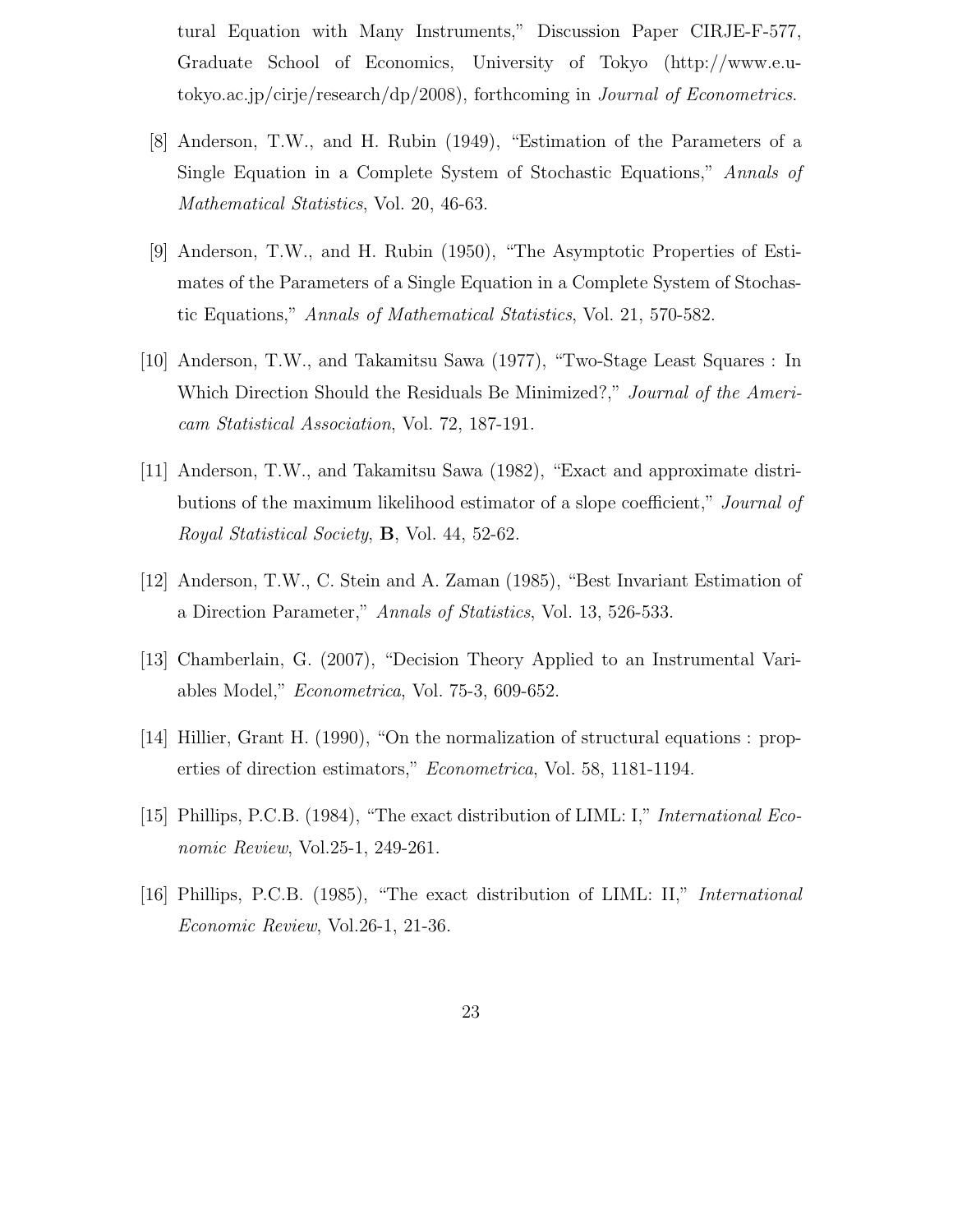tural Equation with Many Instruments," Discussion Paper CIRJE-F-577, Graduate School of Economics, University of Tokyo (http://www.e.u-tokyo.ac.jp/cirje/research/dp/2008), forthcoming in *Journal of Econometrics*.

[8] Anderson, T.W., and H. Rubin (1949), "Estimation of the Parameters of a Single Equation in a Complete System of Stochastic Equations," *Annals of Mathematical Statistics*, Vol. 20, 46-63.

[9] Anderson, T.W., and H. Rubin (1950), "The Asymptotic Properties of Estimates of the Parameters of a Single Equation in a Complete System of Stochastic Equations," *Annals of Mathematical Statistics*, Vol. 21, 570-582.

[10] Anderson, T.W., and Takamitsu Sawa (1977), "Two-Stage Least Squares : In Which Direction Should the Residuals Be Minimized?," *Journal of the Americam Statistical Association*, Vol. 72, 187-191.

[11] Anderson, T.W., and Takamitsu Sawa (1982), "Exact and approximate distributions of the maximum likelihood estimator of a slope coefficient," *Journal of Royal Statistical Society*, **B**, Vol. 44, 52-62.

[12] Anderson, T.W., C. Stein and A. Zaman (1985), "Best Invariant Estimation of a Direction Parameter," *Annals of Statistics*, Vol. 13, 526-533.

[13] Chamberlain, G. (2007), "Decision Theory Applied to an Instrumental Variables Model," *Econometrica*, Vol. 75-3, 609-652.

[14] Hillier, Grant H. (1990), "On the normalization of structural equations : properties of direction estimators," *Econometrica*, Vol. 58, 1181-1194.

[15] Phillips, P.C.B. (1984), "The exact distribution of LIML: I," *International Economic Review*, Vol.25-1, 249-261.

[16] Phillips, P.C.B. (1985), "The exact distribution of LIML: II," *International Economic Review*, Vol.26-1, 21-36.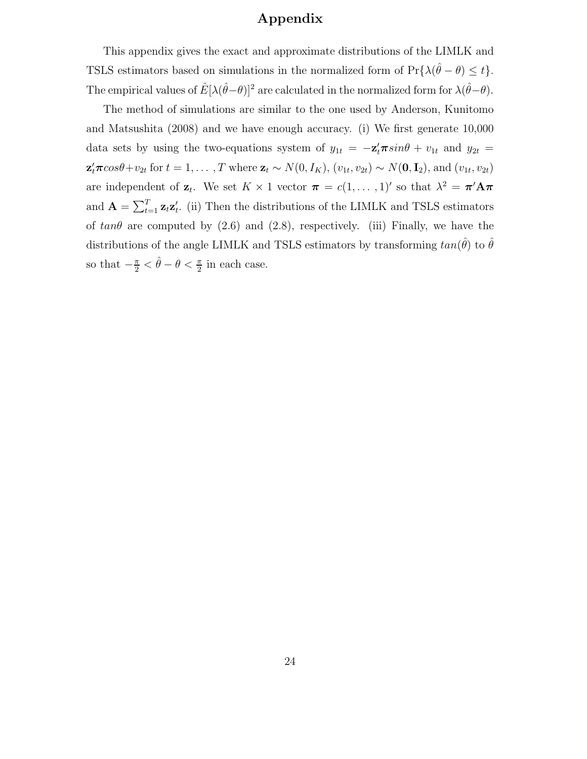# Appendix

This appendix gives the exact and approximate distributions of the LIMLK and TSLS estimators based on simulations in the normalized form of $\Pr\{\lambda(\hat{\theta} - \theta) \leq t\}$. The empirical values of $\hat{E}[\lambda(\hat{\theta}-\theta)]^2$ are calculated in the normalized form for $\lambda(\hat{\theta}-\theta)$.

The method of simulations are similar to the one used by Anderson, Kunitomo and Matsushita (2008) and we have enough accuracy. (i) We first generate 10,000 data sets by using the two-equations system of $y_{1t} = -\mathbf{z}_t'\boldsymbol{\pi} sin\theta + v_{1t}$ and $y_{2t} = \mathbf{z}_t'\boldsymbol{\pi} cos\theta + v_{2t}$ for $t = 1, \ldots, T$ where $\mathbf{z}_t \sim N(0, I_K)$, $(v_{1t}, v_{2t}) \sim N(\mathbf{0}, \mathbf{I}_2)$, and $(v_{1t}, v_{2t})$ are independent of $\mathbf{z}_t$. We set $K \times 1$ vector $\boldsymbol{\pi} = c(1, \ldots, 1)'$ so that $\lambda^2 = \boldsymbol{\pi}'\mathbf{A}\boldsymbol{\pi}$ and $\mathbf{A} = \sum_{t=1}^{T} \mathbf{z}_t\mathbf{z}_t'$. (ii) Then the distributions of the LIMLK and TSLS estimators of $tan\theta$ are computed by (2.6) and (2.8), respectively. (iii) Finally, we have the distributions of the angle LIMLK and TSLS estimators by transforming $tan(\hat{\theta})$ to $\hat{\theta}$ so that $-\frac{\pi}{2} < \hat{\theta} - \theta < \frac{\pi}{2}$ in each case.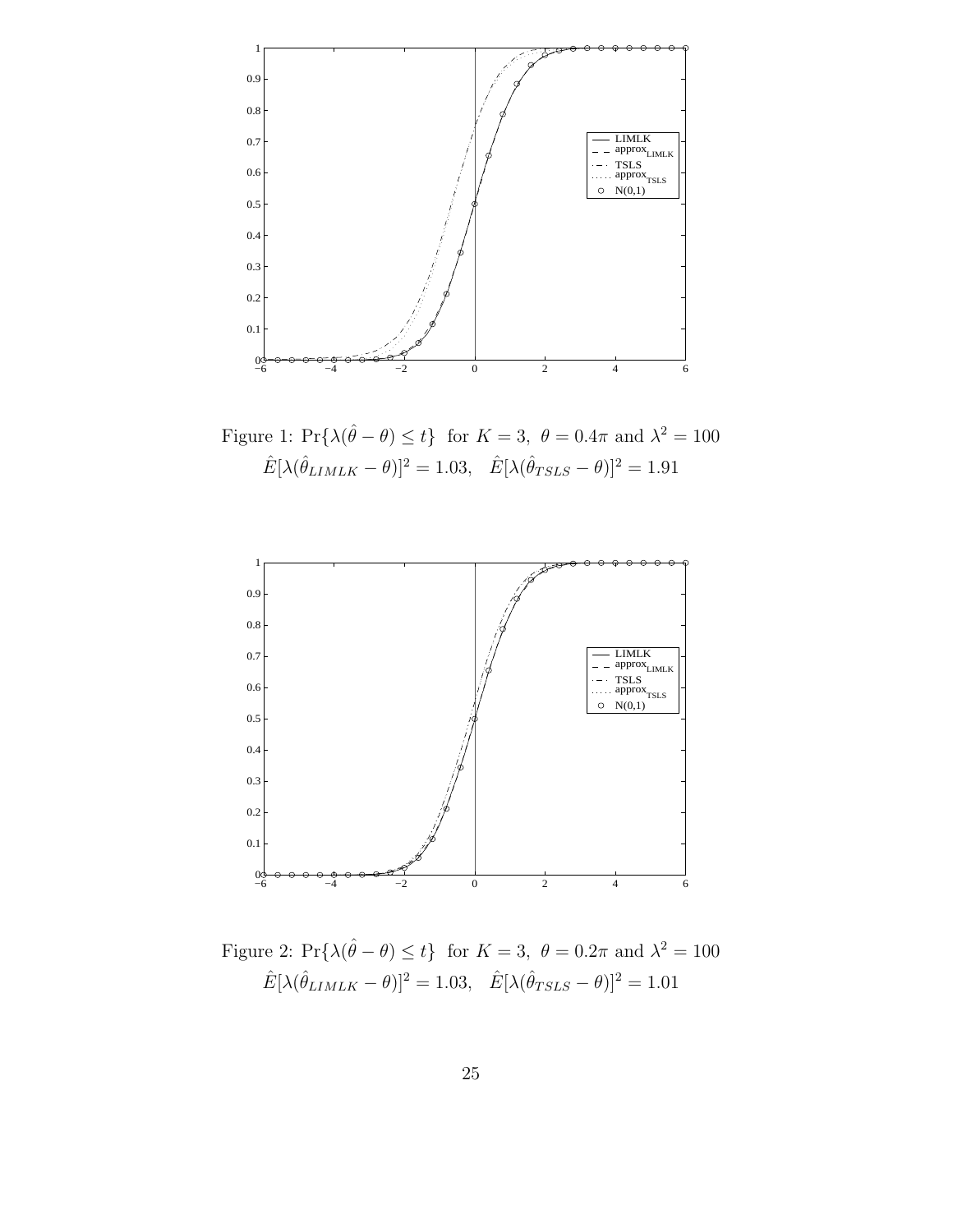Figure 1: $\Pr\{\lambda(\hat{\theta}-\theta) \leq t\}$ for $K=3,\ \theta=0.4\pi$ and $\lambda^2=100$
$\hat{E}[\lambda(\hat{\theta}_{LIMLK}-\theta)]^2 = 1.03, \quad \hat{E}[\lambda(\hat{\theta}_{TSLS}-\theta)]^2 = 1.91$

Figure 2: $\Pr\{\lambda(\hat{\theta}-\theta) \leq t\}$ for $K=3,\ \theta=0.2\pi$ and $\lambda^2=100$
$\hat{E}[\lambda(\hat{\theta}_{LIMLK}-\theta)]^2 = 1.03, \quad \hat{E}[\lambda(\hat{\theta}_{TSLS}-\theta)]^2 = 1.01$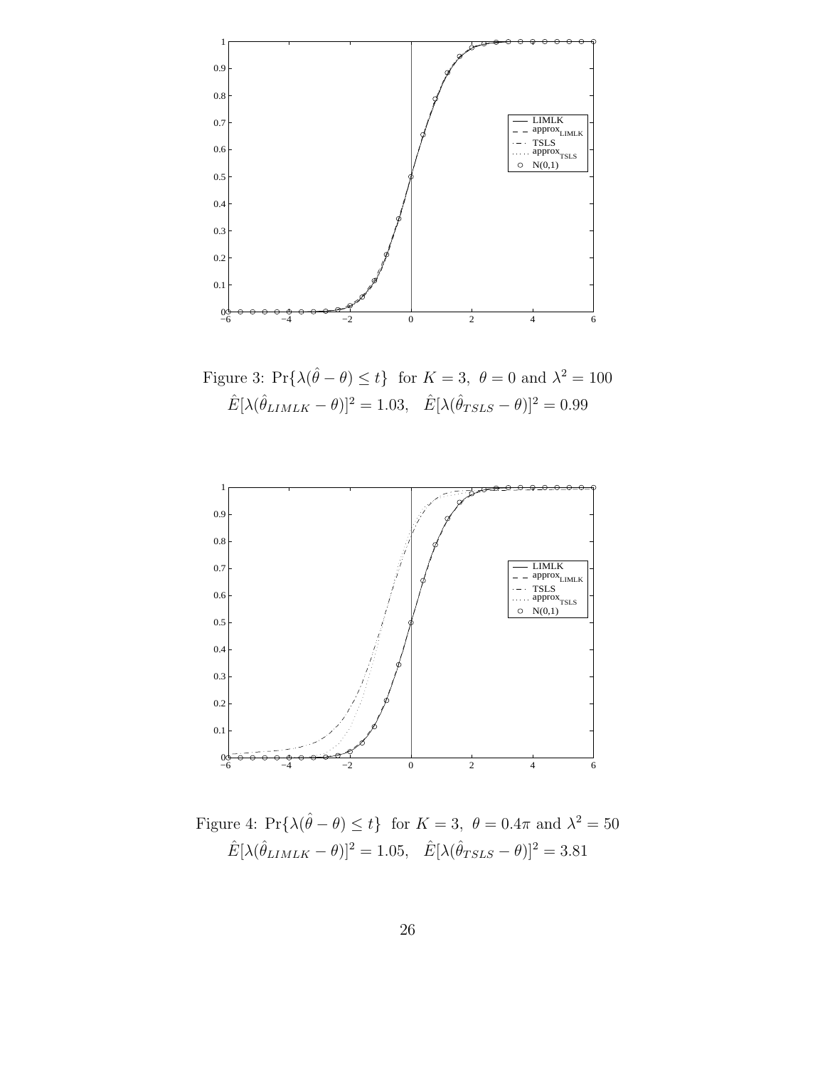Figure 3: $\Pr\{\lambda(\hat{\theta} - \theta) \le t\}$ for $K = 3,\ \theta = 0$ and $\lambda^2 = 100$

$\hat{E}[\lambda(\hat{\theta}_{LIMLK} - \theta)]^2 = 1.03, \quad \hat{E}[\lambda(\hat{\theta}_{TSLS} - \theta)]^2 = 0.99$

Figure 4: $\Pr\{\lambda(\hat{\theta} - \theta) \le t\}$ for $K = 3,\ \theta = 0.4\pi$ and $\lambda^2 = 50$

$\hat{E}[\lambda(\hat{\theta}_{LIMLK} - \theta)]^2 = 1.05, \quad \hat{E}[\lambda(\hat{\theta}_{TSLS} - \theta)]^2 = 3.81$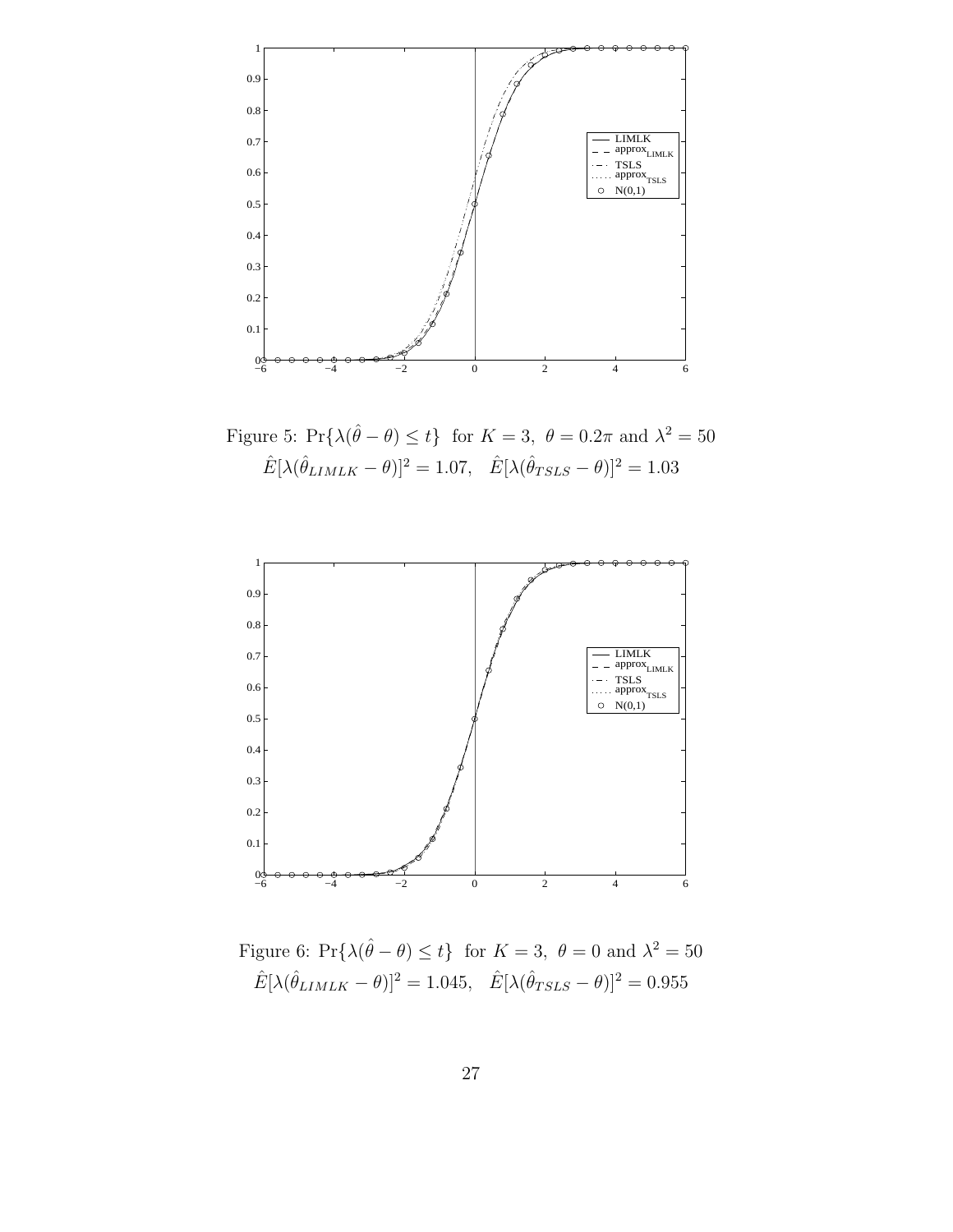Figure 5: $\Pr\{\lambda(\hat{\theta} - \theta) \leq t\}$ for $K = 3$, $\theta = 0.2\pi$ and $\lambda^2 = 50$
$\hat{E}[\lambda(\hat{\theta}_{LIMLK} - \theta)]^2 = 1.07$, $\hat{E}[\lambda(\hat{\theta}_{TSLS} - \theta)]^2 = 1.03$

Figure 6: $\Pr\{\lambda(\hat{\theta} - \theta) \leq t\}$ for $K = 3$, $\theta = 0$ and $\lambda^2 = 50$
$\hat{E}[\lambda(\hat{\theta}_{LIMLK} - \theta)]^2 = 1.045$, $\hat{E}[\lambda(\hat{\theta}_{TSLS} - \theta)]^2 = 0.955$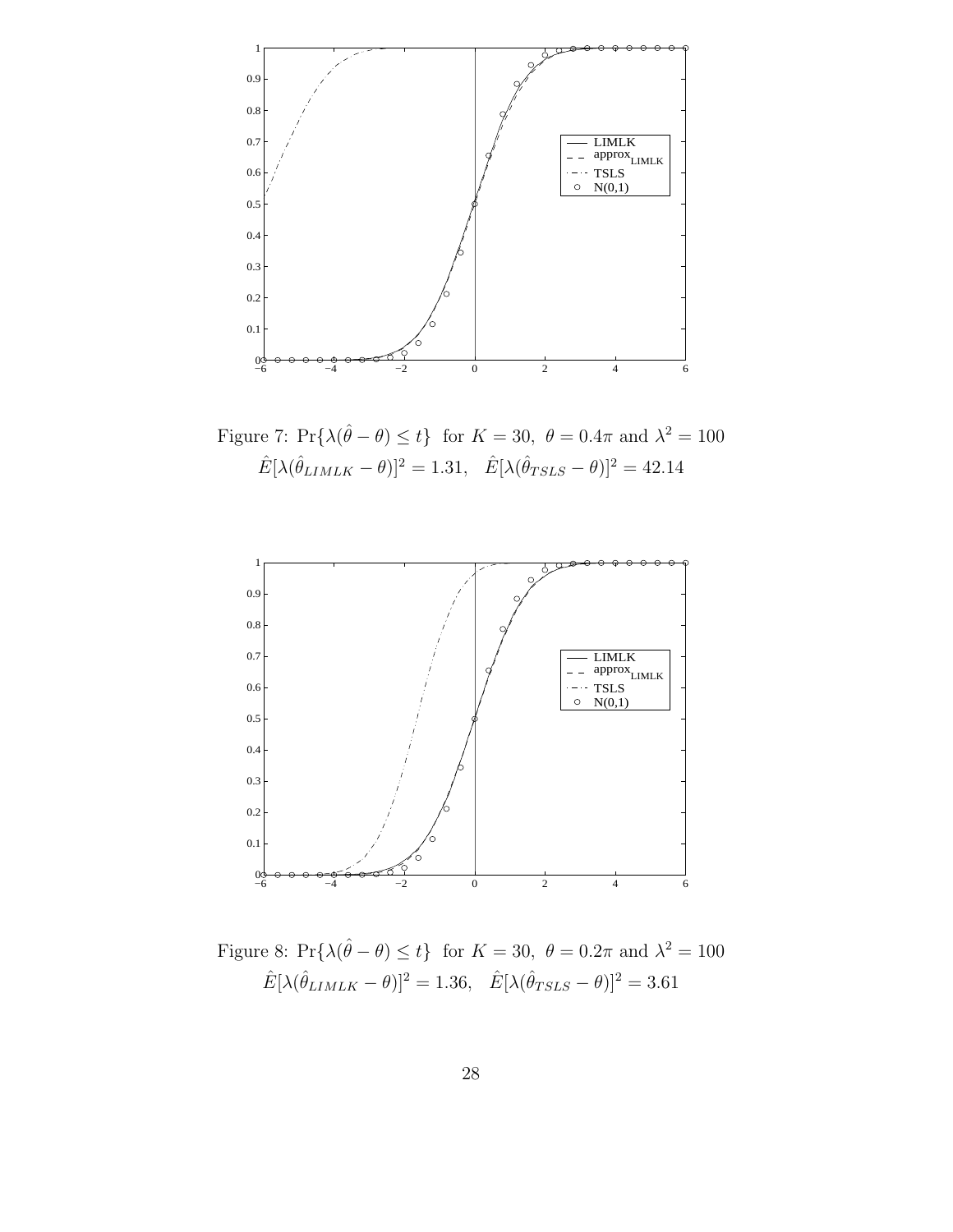Figure 7: $\Pr\{\lambda(\hat{\theta}-\theta) \leq t\}$ for $K = 30$, $\theta = 0.4\pi$ and $\lambda^2 = 100$
$\hat{E}[\lambda(\hat{\theta}_{LIMLK} - \theta)]^2 = 1.31$, $\hat{E}[\lambda(\hat{\theta}_{TSLS} - \theta)]^2 = 42.14$

Figure 8: $\Pr\{\lambda(\hat{\theta}-\theta) \leq t\}$ for $K = 30$, $\theta = 0.2\pi$ and $\lambda^2 = 100$
$\hat{E}[\lambda(\hat{\theta}_{LIMLK} - \theta)]^2 = 1.36$, $\hat{E}[\lambda(\hat{\theta}_{TSLS} - \theta)]^2 = 3.61$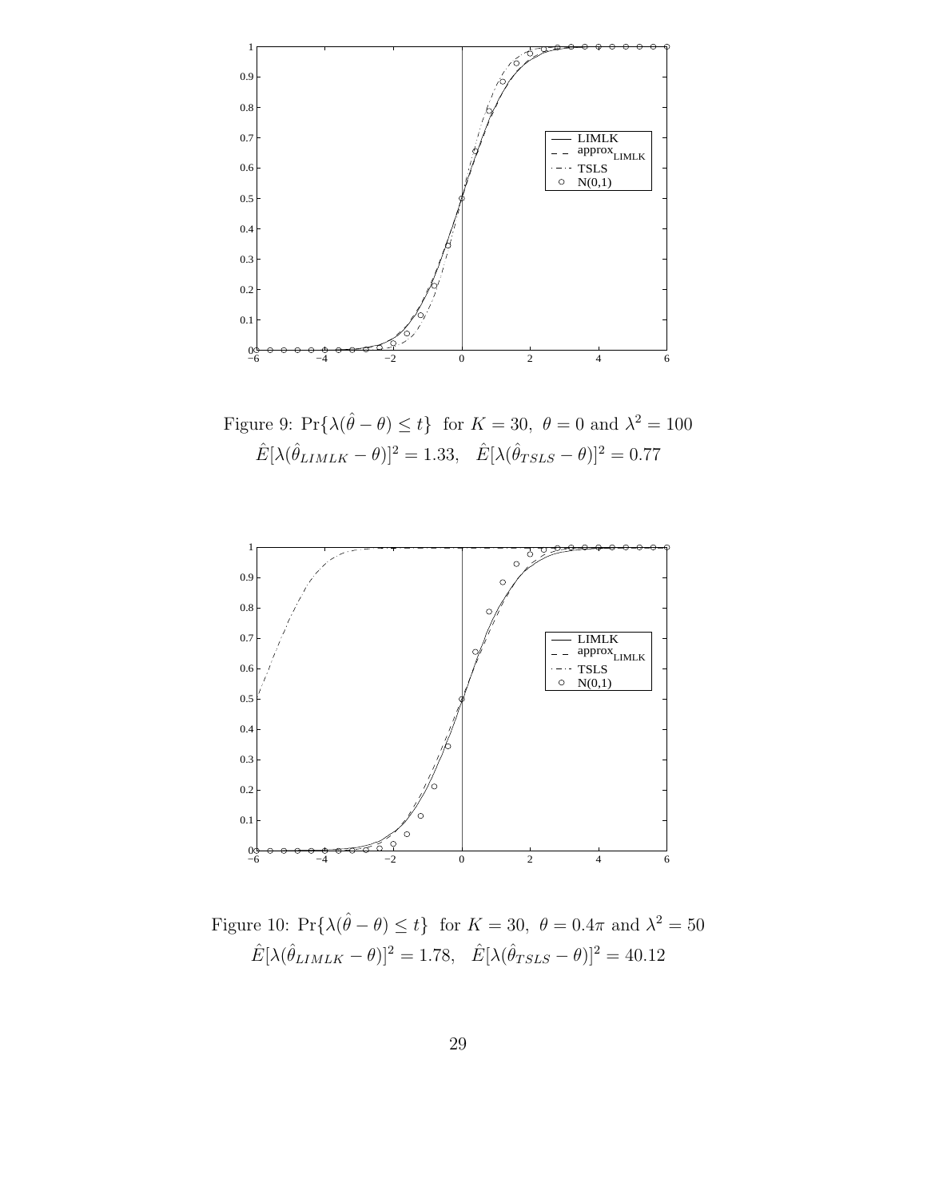Figure 9: $\Pr\{\lambda(\hat{\theta} - \theta) \leq t\}$ for $K = 30$, $\theta = 0$ and $\lambda^2 = 100$

$\hat{E}[\lambda(\hat{\theta}_{LIMLK} - \theta)]^2 = 1.33$, $\hat{E}[\lambda(\hat{\theta}_{TSLS} - \theta)]^2 = 0.77$

Figure 10: $\Pr\{\lambda(\hat{\theta} - \theta) \leq t\}$ for $K = 30$, $\theta = 0.4\pi$ and $\lambda^2 = 50$

$\hat{E}[\lambda(\hat{\theta}_{LIMLK} - \theta)]^2 = 1.78$, $\hat{E}[\lambda(\hat{\theta}_{TSLS} - \theta)]^2 = 40.12$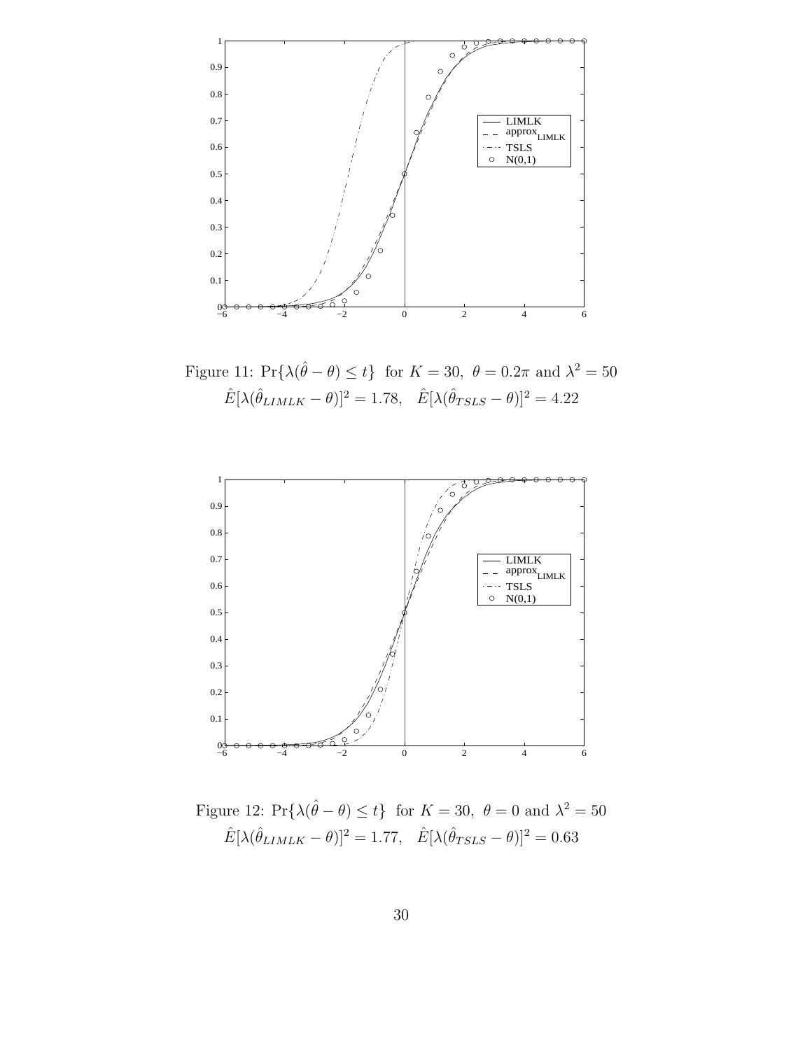Figure 11: $\Pr\{\lambda(\hat{\theta}-\theta) \leq t\}$ for $K=30,\ \theta=0.2\pi$ and $\lambda^2=50$
$\hat{E}[\lambda(\hat{\theta}_{LIMLK}-\theta)]^2 = 1.78, \quad \hat{E}[\lambda(\hat{\theta}_{TSLS}-\theta)]^2 = 4.22$

Figure 12: $\Pr\{\lambda(\hat{\theta}-\theta) \leq t\}$ for $K=30,\ \theta=0$ and $\lambda^2=50$
$\hat{E}[\lambda(\hat{\theta}_{LIMLK}-\theta)]^2 = 1.77, \quad \hat{E}[\lambda(\hat{\theta}_{TSLS}-\theta)]^2 = 0.63$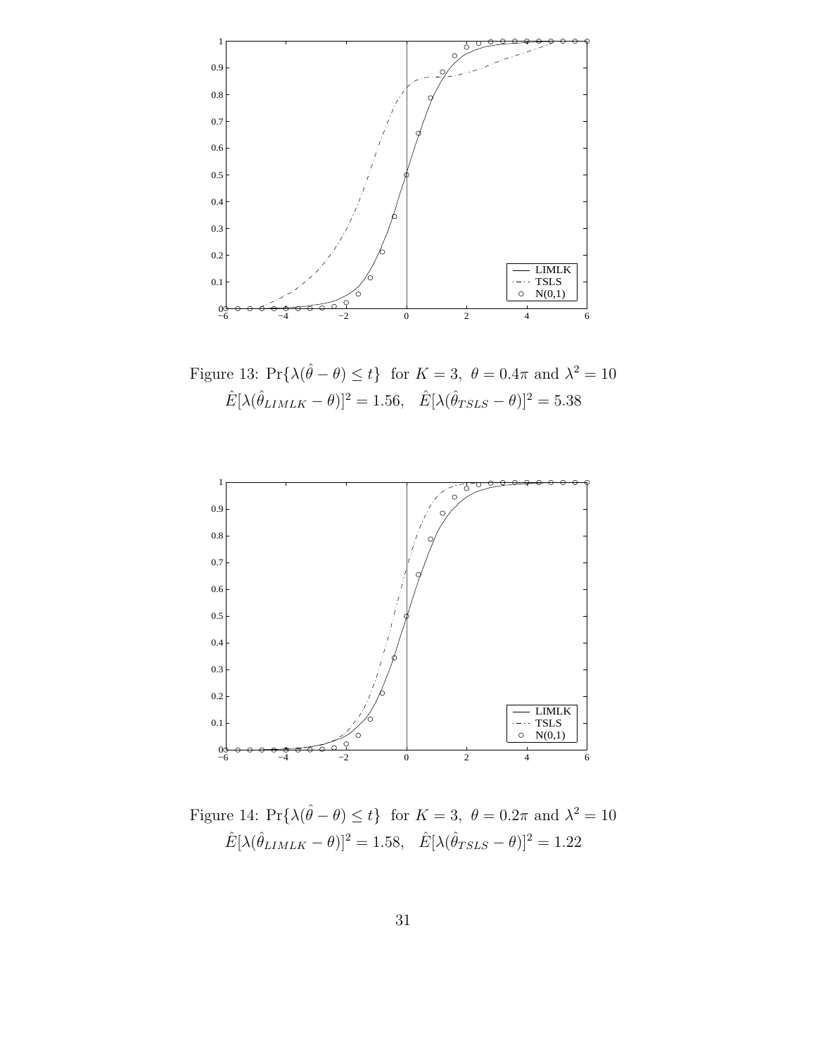Figure 13: $\Pr\{\lambda(\hat{\theta} - \theta) \leq t\}$ for $K = 3$, $\theta = 0.4\pi$ and $\lambda^2 = 10$
$\hat{E}[\lambda(\hat{\theta}_{LIMLK} - \theta)]^2 = 1.56$, $\hat{E}[\lambda(\hat{\theta}_{TSLS} - \theta)]^2 = 5.38$

Figure 14: $\Pr\{\lambda(\hat{\theta} - \theta) \leq t\}$ for $K = 3$, $\theta = 0.2\pi$ and $\lambda^2 = 10$
$\hat{E}[\lambda(\hat{\theta}_{LIMLK} - \theta)]^2 = 1.58$, $\hat{E}[\lambda(\hat{\theta}_{TSLS} - \theta)]^2 = 1.22$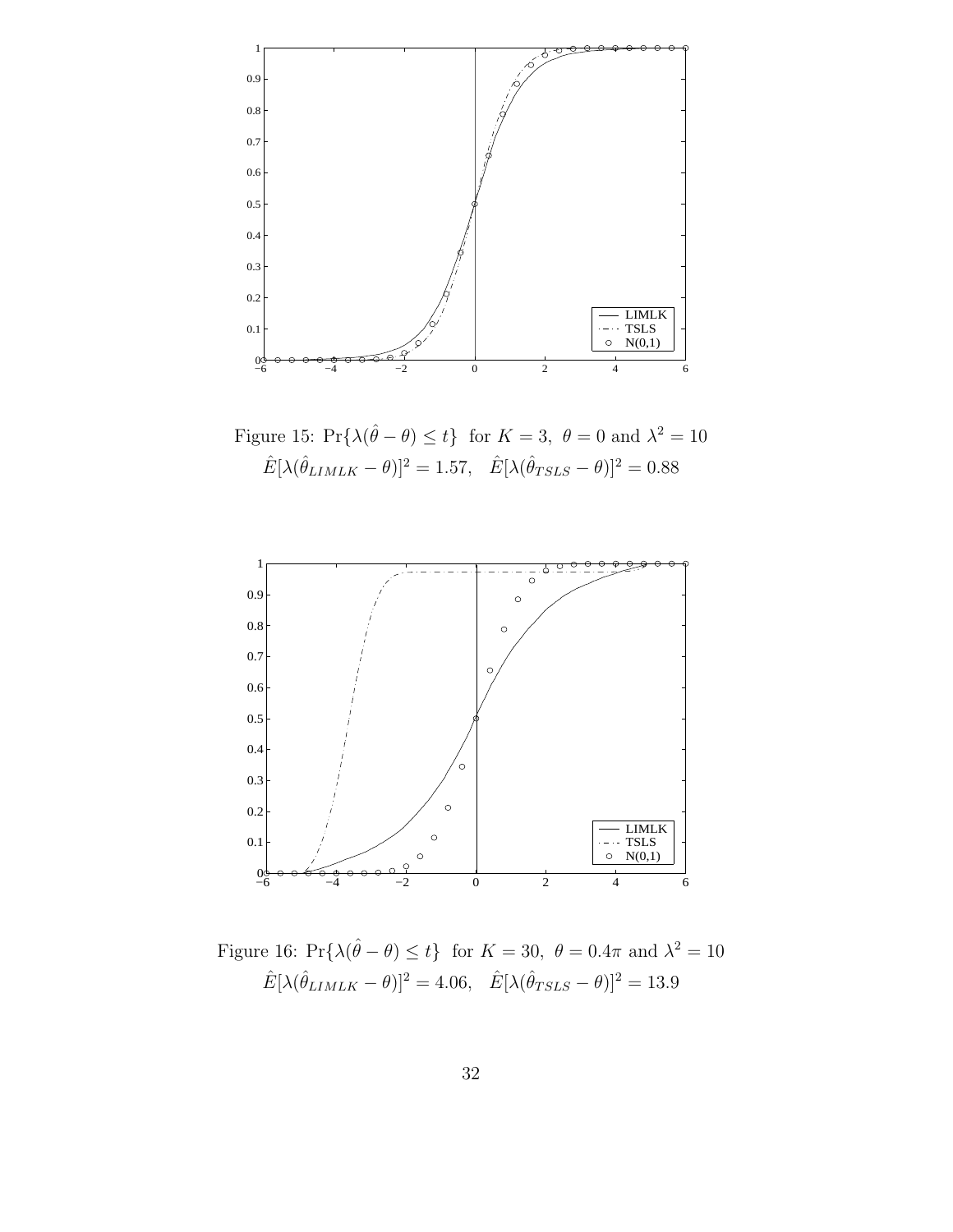Figure 15: $\Pr\{\lambda(\hat{\theta} - \theta) \leq t\}$ for $K = 3$, $\theta = 0$ and $\lambda^2 = 10$
$\hat{E}[\lambda(\hat{\theta}_{LIMLK} - \theta)]^2 = 1.57$, $\hat{E}[\lambda(\hat{\theta}_{TSLS} - \theta)]^2 = 0.88$

Figure 16: $\Pr\{\lambda(\hat{\theta} - \theta) \leq t\}$ for $K = 30$, $\theta = 0.4\pi$ and $\lambda^2 = 10$
$\hat{E}[\lambda(\hat{\theta}_{LIMLK} - \theta)]^2 = 4.06$, $\hat{E}[\lambda(\hat{\theta}_{TSLS} - \theta)]^2 = 13.9$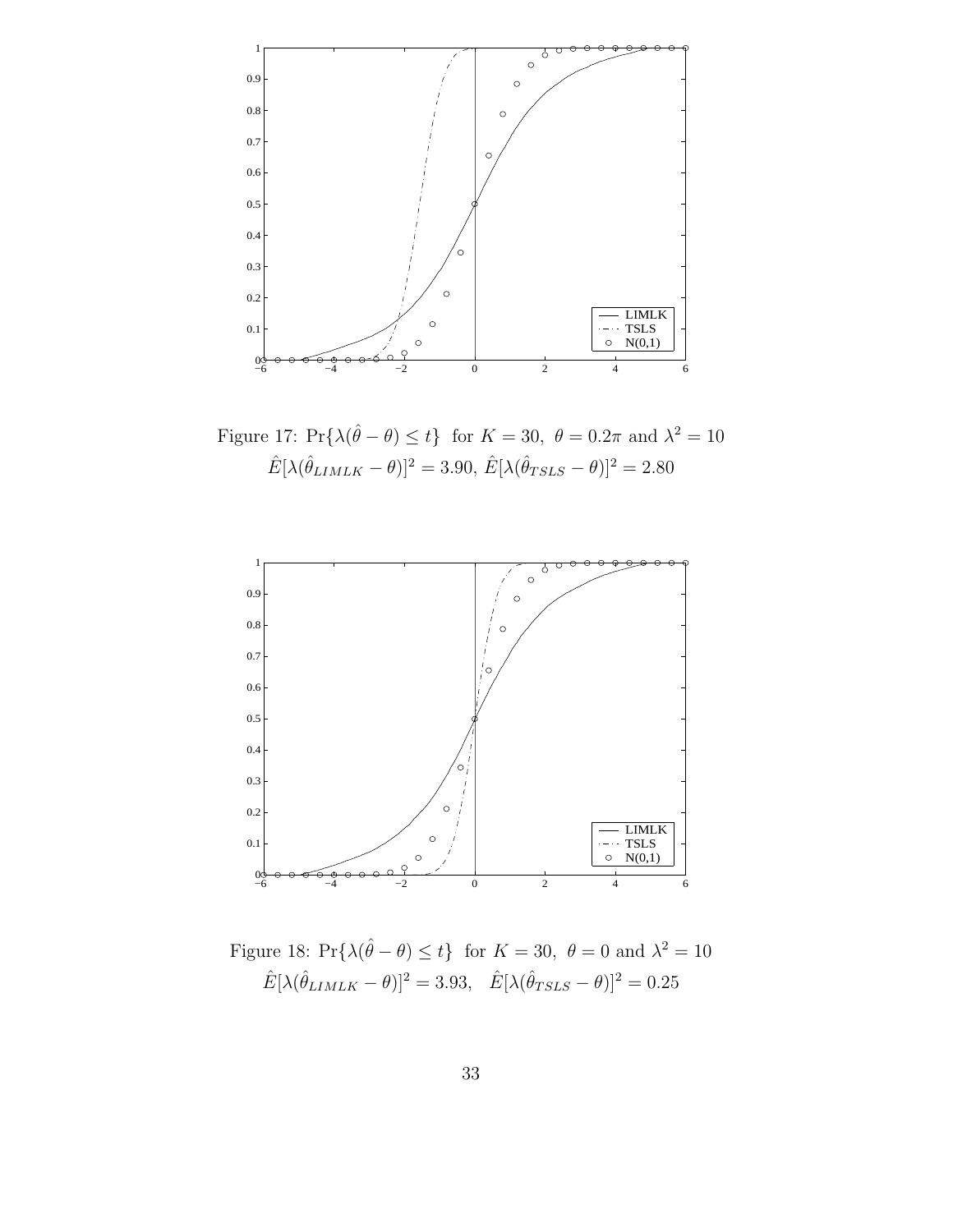1
0.9
0.8
0.7
0.6
0.5
0.4
0.3
0.2
0.1
0
−6 −4 −2 0 2 4 6

LIMLK
TSLS
N(0,1)

Figure 17: $\Pr\{\lambda(\hat{\theta}-\theta) \leq t\}$ for $K=30,\ \theta=0.2\pi$ and $\lambda^2=10$
$\hat{E}[\lambda(\hat{\theta}_{LIMLK}-\theta)]^2 = 3.90,\ \hat{E}[\lambda(\hat{\theta}_{TSLS}-\theta)]^2 = 2.80$

1
0.9
0.8
0.7
0.6
0.5
0.4
0.3
0.2
0.1
0
−6 −4 −2 0 2 4 6

LIMLK
TSLS
N(0,1)

Figure 18: $\Pr\{\lambda(\hat{\theta}-\theta) \leq t\}$ for $K=30,\ \theta=0$ and $\lambda^2=10$
$\hat{E}[\lambda(\hat{\theta}_{LIMLK}-\theta)]^2 = 3.93, \quad \hat{E}[\lambda(\hat{\theta}_{TSLS}-\theta)]^2 = 0.25$